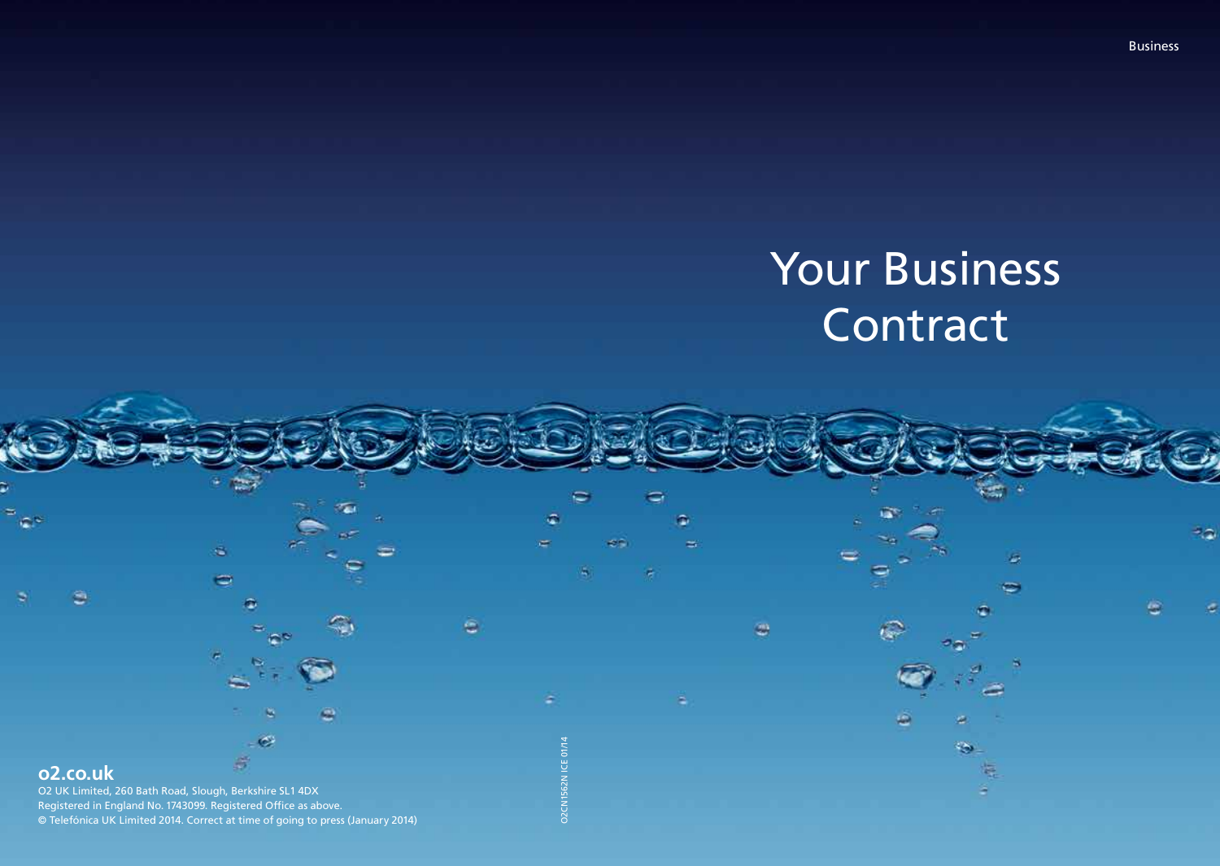Business

# Your Business Contract

**o2.co.uk**

O2 UK Limited, 260 Bath Road, Slough, Berkshire SL1 4DX
Registered in England No. 1743099. Registered Office as above.
© Telefónica UK Limited 2014. Correct at time of going to press (January 2014)

O2CN1562N ICE 01/14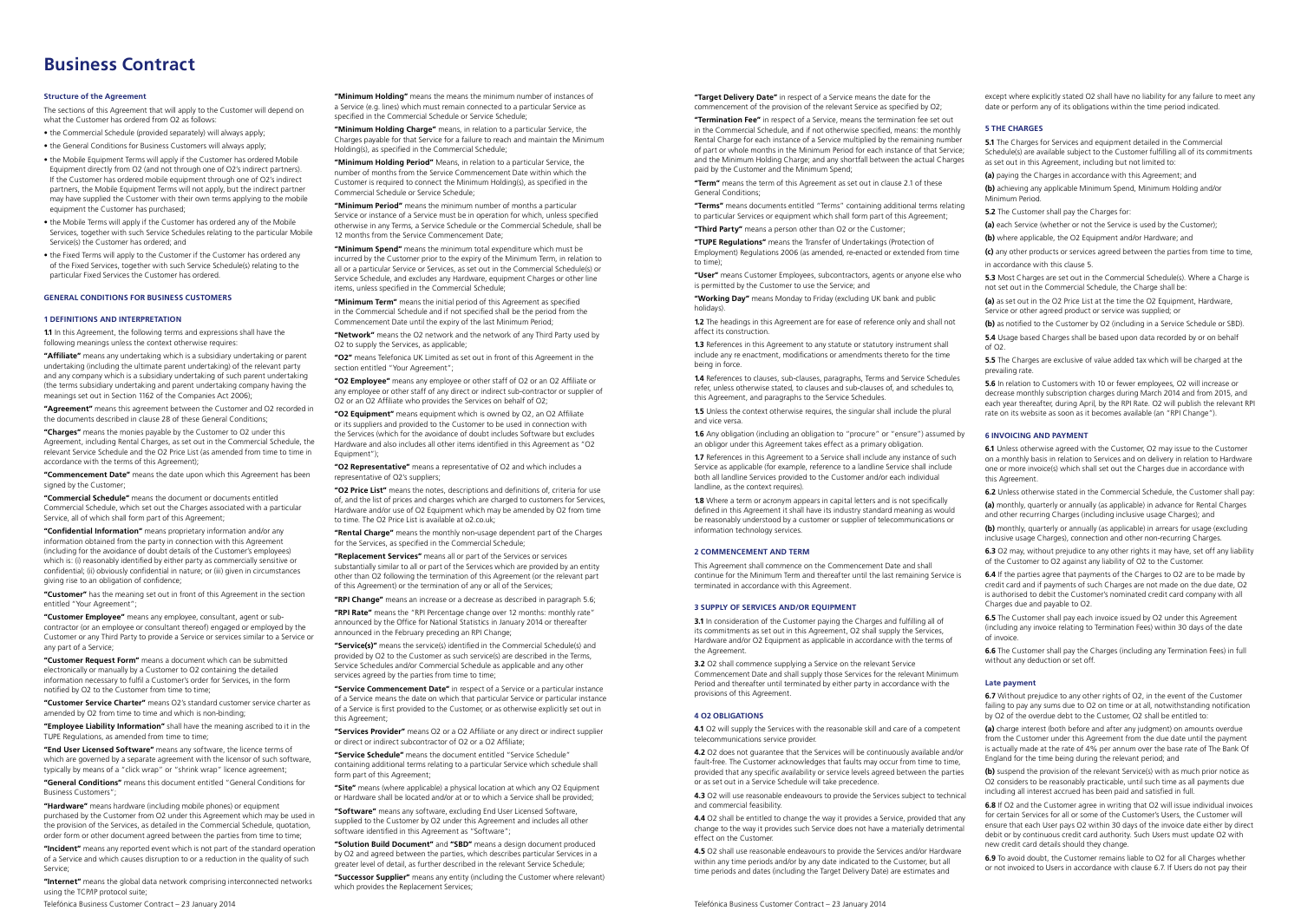# Business Contract

### Structure of the Agreement

The sections of this Agreement that will apply to the Customer will depend on what the Customer has ordered from O2 as follows:

- the Commercial Schedule (provided separately) will always apply;
- the General Conditions for Business Customers will always apply;
- the Mobile Equipment Terms will apply if the Customer has ordered Mobile Equipment directly from O2 (and not through one of O2's indirect partners). If the Customer has ordered mobile equipment through one of O2's indirect partners, the Mobile Equipment Terms will not apply, but the indirect partner may have supplied the Customer with their own terms applying to the mobile equipment the Customer has purchased;
- the Mobile Terms will apply if the Customer has ordered any of the Mobile Services, together with such Service Schedules relating to the particular Mobile Service(s) the Customer has ordered; and
- the Fixed Terms will apply to the Customer if the Customer has ordered any of the Fixed Services, together with such Service Schedule(s) relating to the particular Fixed Services the Customer has ordered.

### GENERAL CONDITIONS FOR BUSINESS CUSTOMERS

#### 1 DEFINITIONS AND INTERPRETATION

**1.1** In this Agreement, the following terms and expressions shall have the following meanings unless the context otherwise requires:

**"Affiliate"** means any undertaking which is a subsidiary undertaking or parent undertaking (including the ultimate parent undertaking) of the relevant party and any company which is a subsidiary undertaking of such parent undertaking (the terms subsidiary undertaking and parent undertaking having the meanings set out in Section 1162 of the Companies Act 2006);

**"Agreement"** means this agreement between the Customer and O2 recorded in the documents described in clause 28 of these General Conditions;

**"Charges"** means the monies payable by the Customer to O2 under this Agreement, including Rental Charges, as set out in the Commercial Schedule, the relevant Service Schedule and the O2 Price List (as amended from time to time in accordance with the terms of this Agreement);

**"Commencement Date"** means the date upon which this Agreement has been signed by the Customer;

**"Commercial Schedule"** means the document or documents entitled Commercial Schedule, which set out the Charges associated with a particular Service, all of which shall form part of this Agreement;

**"Confidential Information"** means proprietary information and/or any information obtained from the party in connection with this Agreement (including for the avoidance of doubt details of the Customer's employees) which is: (i) reasonably identified by either party as commercially sensitive or confidential; (ii) obviously confidential in nature; or (iii) given in circumstances giving rise to an obligation of confidence;

**"Customer"** has the meaning set out in front of this Agreement in the section entitled "Your Agreement";

**"Customer Employee"** means any employee, consultant, agent or sub-contractor (or an employee or consultant thereof) engaged or employed by the Customer or any Third Party to provide a Service or services similar to a Service or any part of a Service;

**"Customer Request Form"** means a document which can be submitted electronically or manually by a Customer to O2 containing the detailed information necessary to fulfil a Customer's order for Services, in the form notified by O2 to the Customer from time to time;

**"Customer Service Charter"** means O2's standard customer service charter as amended by O2 from time to time and which is non-binding;

**"Employee Liability Information"** shall have the meaning ascribed to it in the TUPE Regulations, as amended from time to time;

**"End User Licensed Software"** means any software, the licence terms of which are governed by a separate agreement with the licensor of such software, typically by means of a "click wrap" or "shrink wrap" licence agreement;

**"General Conditions"** means this document entitled "General Conditions for Business Customers";

**"Hardware"** means hardware (including mobile phones) or equipment purchased by the Customer from O2 under this Agreement which may be used in the provision of the Services, as detailed in the Commercial Schedule, quotation, order form or other document agreed between the parties from time to time;

**"Incident"** means any reported event which is not part of the standard operation of a Service and which causes disruption to or a reduction in the quality of such Service;

**"Internet"** means the global data network comprising interconnected networks using the TCP/IP protocol suite;

**"Minimum Holding"** means the means the minimum number of instances of a Service (e.g. lines) which must remain connected to a particular Service as specified in the Commercial Schedule or Service Schedule;

**"Minimum Holding Charge"** means, in relation to a particular Service, the Charges payable for that Service for a failure to reach and maintain the Minimum Holding(s), as specified in the Commercial Schedule;

**"Minimum Holding Period"** Means, in relation to a particular Service, the number of months from the Service Commencement Date within which the Customer is required to connect the Minimum Holding(s), as specified in the Commercial Schedule or Service Schedule;

**"Minimum Period"** means the minimum number of months a particular Service or instance of a Service must be in operation for which, unless specified otherwise in any Terms, a Service Schedule or the Commercial Schedule, shall be 12 months from the Service Commencement Date;

**"Minimum Spend"** means the minimum total expenditure which must be incurred by the Customer prior to the expiry of the Minimum Term, in relation to all or a particular Service or Services, as set out in the Commercial Schedule(s) or Service Schedule, and excludes any Hardware, equipment Charges or other line items, unless specified in the Commercial Schedule;

**"Minimum Term"** means the initial period of this Agreement as specified in the Commercial Schedule and if not specified shall be the period from the Commencement Date until the expiry of the last Minimum Period;

**"Network"** means the O2 network and the network of any Third Party used by O2 to supply the Services, as applicable;

**"O2"** means Telefonica UK Limited as set out in front of this Agreement in the section entitled "Your Agreement";

**"O2 Employee"** means any employee or other staff of O2 or an O2 Affiliate or any employee or other staff of any direct or indirect sub-contractor or supplier of O2 or an O2 Affiliate who provides the Services on behalf of O2;

**"O2 Equipment"** means equipment which is owned by O2, an O2 Affiliate or its suppliers and provided to the Customer to be used in connection with the Services (which for the avoidance of doubt includes Software but excludes Hardware and also includes all other items identified in this Agreement as "O2 Equipment");

**"O2 Representative"** means a representative of O2 and which includes a representative of O2's suppliers;

**"O2 Price List"** means the notes, descriptions and definitions of, criteria for use of, and the list of prices and charges which are charged to customers for Services, Hardware and/or use of O2 Equipment which may be amended by O2 from time to time. The O2 Price List is available at o2.co.uk;

**"Rental Charge"** means the monthly non-usage dependent part of the Charges for the Services, as specified in the Commercial Schedule;

**"Replacement Services"** means all or part of the Services or services substantially similar to all or part of the Services which are provided by an entity other than O2 following the termination of this Agreement (or the relevant part of this Agreement) or the termination of any or all of the Services;

**"RPI Change"** means an increase or a decrease as described in paragraph 5.6;

**"RPI Rate"** means the "RPI Percentage change over 12 months: monthly rate" announced by the Office for National Statistics in January 2014 or thereafter announced in the February preceding an RPI Change;

**"Service(s)"** means the service(s) identified in the Commercial Schedule(s) and provided by O2 to the Customer as such service(s) are described in the Terms, Service Schedules and/or Commercial Schedule as applicable and any other services agreed by the parties from time to time;

**"Service Commencement Date"** in respect of a Service or a particular instance of a Service means the date on which that particular Service or particular instance of a Service is first provided to the Customer, or as otherwise explicitly set out in this Agreement;

**"Services Provider"** means O2 or a O2 Affiliate or any direct or indirect supplier or direct or indirect subcontractor of O2 or a O2 Affiliate;

**"Service Schedule"** means the document entitled "Service Schedule" containing additional terms relating to a particular Service which schedule shall form part of this Agreement;

**"Site"** means (where applicable) a physical location at which any O2 Equipment or Hardware shall be located and/or at or to which a Service shall be provided;

**"Software"** means any software, excluding End User Licensed Software, supplied to the Customer by O2 under this Agreement and includes all other software identified in this Agreement as "Software";

**"Solution Build Document"** and **"SBD"** means a design document produced by O2 and agreed between the parties, which describes particular Services in a greater level of detail, as further described in the relevant Service Schedule;

**"Successor Supplier"** means any entity (including the Customer where relevant) which provides the Replacement Services;

**"Target Delivery Date"** in respect of a Service means the date for the commencement of the provision of the relevant Service as specified by O2;

**"Termination Fee"** in respect of a Service, means the termination fee set out in the Commercial Schedule, and if not otherwise specified, means: the monthly Rental Charge for each instance of a Service multiplied by the remaining number of part or whole months in the Minimum Period for each instance of that Service; and the Minimum Holding Charge; and any shortfall between the actual Charges paid by the Customer and the Minimum Spend;

**"Term"** means the term of this Agreement as set out in clause 2.1 of these General Conditions;

**"Terms"** means documents entitled "Terms" containing additional terms relating to particular Services or equipment which shall form part of this Agreement;

**"Third Party"** means a person other than O2 or the Customer;

**"TUPE Regulations"** means the Transfer of Undertakings (Protection of Employment) Regulations 2006 (as amended, re-enacted or extended from time to time);

**"User"** means Customer Employees, subcontractors, agents or anyone else who is permitted by the Customer to use the Service; and

**"Working Day"** means Monday to Friday (excluding UK bank and public holidays).

**1.2** The headings in this Agreement are for ease of reference only and shall not affect its construction.

**1.3** References in this Agreement to any statute or statutory instrument shall include any re enactment, modifications or amendments thereto for the time being in force.

**1.4** References to clauses, sub-clauses, paragraphs, Terms and Service Schedules refer, unless otherwise stated, to clauses and sub-clauses of, and schedules to, this Agreement, and paragraphs to the Service Schedules.

**1.5** Unless the context otherwise requires, the singular shall include the plural and vice versa.

**1.6** Any obligation (including an obligation to "procure" or "ensure") assumed by an obligor under this Agreement takes effect as a primary obligation.

**1.7** References in this Agreement to a Service shall include any instance of such Service as applicable (for example, reference to a landline Service shall include both all landline Services provided to the Customer and/or each individual landline, as the context requires).

**1.8** Where a term or acronym appears in capital letters and is not specifically defined in this Agreement it shall have its industry standard meaning as would be reasonably understood by a customer or supplier of telecommunications or information technology services.

#### 2 COMMENCEMENT AND TERM

This Agreement shall commence on the Commencement Date and shall continue for the Minimum Term and thereafter until the last remaining Service is terminated in accordance with this Agreement.

#### 3 SUPPLY OF SERVICES AND/OR EQUIPMENT

**3.1** In consideration of the Customer paying the Charges and fulfilling all of its commitments as set out in this Agreement, O2 shall supply the Services, Hardware and/or O2 Equipment as applicable in accordance with the terms of the Agreement.

**3.2** O2 shall commence supplying a Service on the relevant Service Commencement Date and shall supply those Services for the relevant Minimum Period and thereafter until terminated by either party in accordance with the provisions of this Agreement.

#### 4 O2 OBLIGATIONS

**4.1** O2 will supply the Services with the reasonable skill and care of a competent telecommunications service provider.

**4.2** O2 does not guarantee that the Services will be continuously available and/or fault-free. The Customer acknowledges that faults may occur from time to time, provided that any specific availability or service levels agreed between the parties or as set out in a Service Schedule will take precedence.

**4.3** O2 will use reasonable endeavours to provide the Services subject to technical and commercial feasibility.

**4.4** O2 shall be entitled to change the way it provides a Service, provided that any change to the way it provides such Service does not have a materially detrimental effect on the Customer.

**4.5** O2 shall use reasonable endeavours to provide the Services and/or Hardware within any time periods and/or by any date indicated to the Customer, but all time periods and dates (including the Target Delivery Date) are estimates and except where explicitly stated O2 shall have no liability for any failure to meet any date or perform any of its obligations within the time period indicated.

#### 5 THE CHARGES

**5.1** The Charges for Services and equipment detailed in the Commercial Schedule(s) are available subject to the Customer fulfilling all of its commitments as set out in this Agreement, including but not limited to:

**(a)** paying the Charges in accordance with this Agreement; and

**(b)** achieving any applicable Minimum Spend, Minimum Holding and/or Minimum Period.

**5.2** The Customer shall pay the Charges for:

**(a)** each Service (whether or not the Service is used by the Customer);

**(b)** where applicable, the O2 Equipment and/or Hardware; and

**(c)** any other products or services agreed between the parties from time to time,

in accordance with this clause 5.

**5.3** Most Charges are set out in the Commercial Schedule(s). Where a Charge is not set out in the Commercial Schedule, the Charge shall be:

**(a)** as set out in the O2 Price List at the time the O2 Equipment, Hardware, Service or other agreed product or service was supplied; or

**(b)** as notified to the Customer by O2 (including in a Service Schedule or SBD).

**5.4** Usage based Charges shall be based upon data recorded by or on behalf of O2.

**5.5** The Charges are exclusive of value added tax which will be charged at the prevailing rate.

**5.6** In relation to Customers with 10 or fewer employees, O2 will increase or decrease monthly subscription charges during March 2014 and from 2015, and each year thereafter, during April, by the RPI Rate. O2 will publish the relevant RPI rate on its website as soon as it becomes available (an "RPI Change").

#### 6 INVOICING AND PAYMENT

**6.1** Unless otherwise agreed with the Customer, O2 may issue to the Customer on a monthly basis in relation to Services and on delivery in relation to Hardware one or more invoice(s) which shall set out the Charges due in accordance with this Agreement.

**6.2** Unless otherwise stated in the Commercial Schedule, the Customer shall pay:

**(a)** monthly, quarterly or annually (as applicable) in advance for Rental Charges and other recurring Charges (including inclusive usage Charges); and

**(b)** monthly, quarterly or annually (as applicable) in arrears for usage (excluding inclusive usage Charges), connection and other non-recurring Charges.

**6.3** O2 may, without prejudice to any other rights it may have, set off any liability of the Customer to O2 against any liability of O2 to the Customer.

**6.4** If the parties agree that payments of the Charges to O2 are to be made by credit card and if payments of such Charges are not made on the due date, O2 is authorised to debit the Customer's nominated credit card company with all Charges due and payable to O2.

**6.5** The Customer shall pay each invoice issued by O2 under this Agreement (including any invoice relating to Termination Fees) within 30 days of the date of invoice.

**6.6** The Customer shall pay the Charges (including any Termination Fees) in full without any deduction or set off.

##### Late payment

**6.7** Without prejudice to any other rights of O2, in the event of the Customer failing to pay any sums due to O2 on time or at all, notwithstanding notification by O2 of the overdue debt to the Customer, O2 shall be entitled to:

**(a)** charge interest (both before and after any judgment) on amounts overdue from the Customer under this Agreement from the due date until the payment is actually made at the rate of 4% per annum over the base rate of The Bank Of England for the time being during the relevant period; and

**(b)** suspend the provision of the relevant Service(s) with as much prior notice as O2 considers to be reasonably practicable, until such time as all payments due including all interest accrued has been paid and satisfied in full.

**6.8** If O2 and the Customer agree in writing that O2 will issue individual invoices for certain Services for all or some of the Customer's Users, the Customer will ensure that each User pays O2 within 30 days of the invoice date either by direct debit or by continuous credit card authority. Such Users must update O2 with new credit card details should they change.

**6.9** To avoid doubt, the Customer remains liable to O2 for all Charges whether or not invoiced to Users in accordance with clause 6.7. If Users do not pay their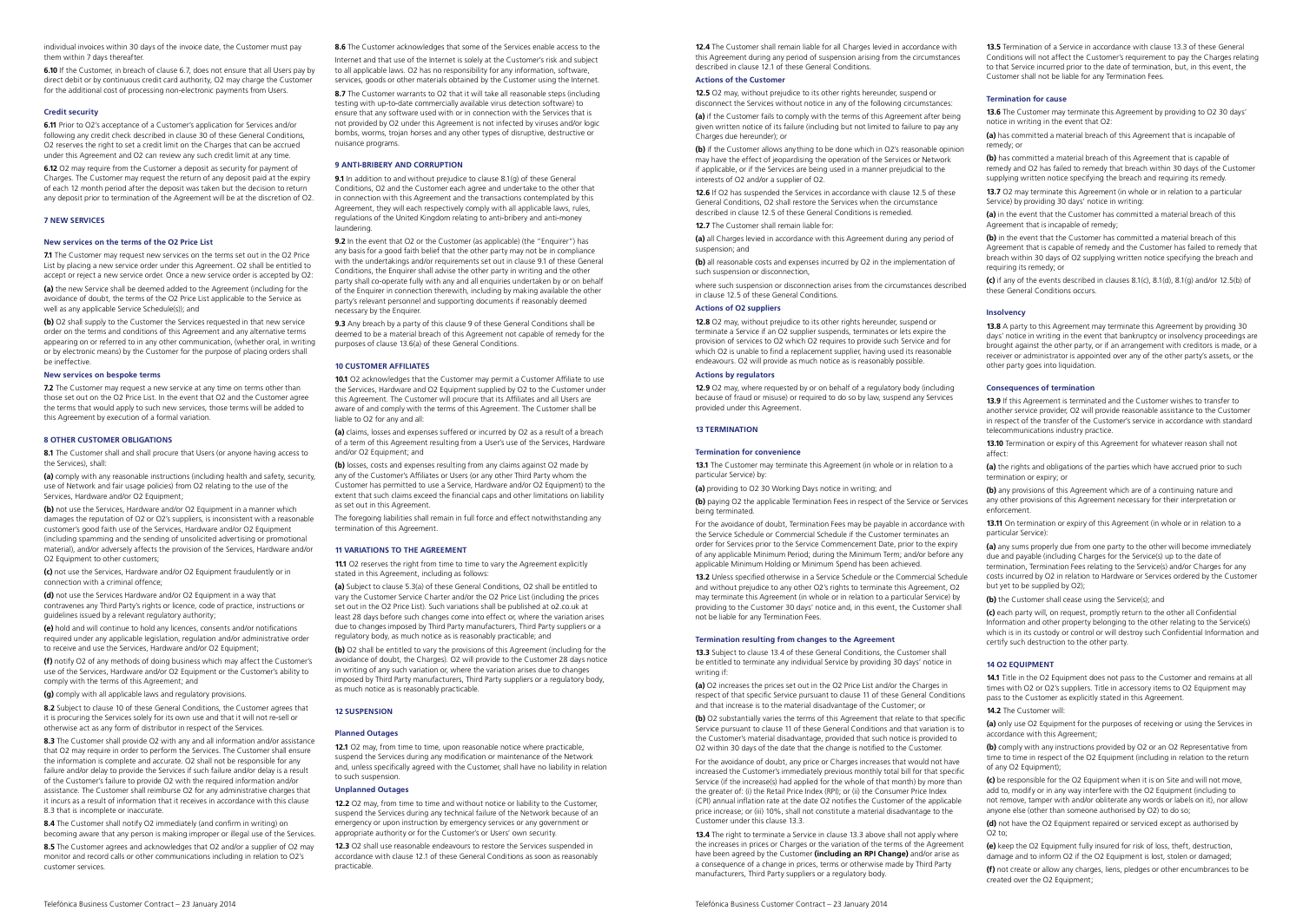individual invoices within 30 days of the invoice date, the Customer must pay them within 7 days thereafter.

**6.10** If the Customer, in breach of clause 6.7, does not ensure that all Users pay by direct debit or by continuous credit card authority, O2 may charge the Customer for the additional cost of processing non-electronic payments from Users.

#### Credit security

**6.11** Prior to O2's acceptance of a Customer's application for Services and/or following any credit check described in clause 30 of these General Conditions, O2 reserves the right to set a credit limit on the Charges that can be accrued under this Agreement and O2 can review any such credit limit at any time.

**6.12** O2 may require from the Customer a deposit as security for payment of Charges. The Customer may request the return of any deposit paid at the expiry of each 12 month period after the deposit was taken but the decision to return any deposit prior to termination of the Agreement will be at the discretion of O2.

### 7 NEW SERVICES

#### New services on the terms of the O2 Price List

**7.1** The Customer may request new services on the terms set out in the O2 Price List by placing a new service order under this Agreement. O2 shall be entitled to accept or reject a new service order. Once a new service order is accepted by O2:

**(a)** the new Service shall be deemed added to the Agreement (including for the avoidance of doubt, the terms of the O2 Price List applicable to the Service as well as any applicable Service Schedule(s)); and

**(b)** O2 shall supply to the Customer the Services requested in that new service order on the terms and conditions of this Agreement and any alternative terms appearing on or referred to in any other communication, (whether oral, in writing or by electronic means) by the Customer for the purpose of placing orders shall be ineffective.

#### New services on bespoke terms

**7.2** The Customer may request a new service at any time on terms other than those set out on the O2 Price List. In the event that O2 and the Customer agree the terms that would apply to such new services, those terms will be added to this Agreement by execution of a formal variation.

### 8 OTHER CUSTOMER OBLIGATIONS

**8.1** The Customer shall and shall procure that Users (or anyone having access to the Services), shall:

**(a)** comply with any reasonable instructions (including health and safety, security, use of Network and fair usage policies) from O2 relating to the use of the Services, Hardware and/or O2 Equipment;

**(b)** not use the Services, Hardware and/or O2 Equipment in a manner which damages the reputation of O2 or O2's suppliers, is inconsistent with a reasonable customer's good faith use of the Services, Hardware and/or O2 Equipment (including spamming and the sending of unsolicited advertising or promotional material), and/or adversely affects the provision of the Services, Hardware and/or O2 Equipment to other customers;

**(c)** not use the Services, Hardware and/or O2 Equipment fraudulently or in connection with a criminal offence;

**(d)** not use the Services Hardware and/or O2 Equipment in a way that contravenes any Third Party's rights or licence, code of practice, instructions or guidelines issued by a relevant regulatory authority;

**(e)** hold and will continue to hold any licences, consents and/or notifications required under any applicable legislation, regulation and/or administrative order to receive and use the Services, Hardware and/or O2 Equipment;

**(f)** notify O2 of any methods of doing business which may affect the Customer's use of the Services, Hardware and/or O2 Equipment or the Customer's ability to comply with the terms of this Agreement; and

**(g)** comply with all applicable laws and regulatory provisions.

**8.2** Subject to clause 10 of these General Conditions, the Customer agrees that it is procuring the Services solely for its own use and that it will not re-sell or otherwise act as any form of distributor in respect of the Services.

**8.3** The Customer shall provide O2 with any and all information and/or assistance that O2 may require in order to perform the Services. The Customer shall ensure the information is complete and accurate. O2 shall not be responsible for any failure and/or delay to provide the Services if such failure and/or delay is a result of the Customer's failure to provide O2 with the required information and/or assistance. The Customer shall reimburse O2 for any administrative charges that it incurs as a result of information that it receives in accordance with this clause 8.3 that is incomplete or inaccurate.

**8.4** The Customer shall notify O2 immediately (and confirm in writing) on becoming aware that any person is making improper or illegal use of the Services.

**8.5** The Customer agrees and acknowledges that O2 and/or a supplier of O2 may monitor and record calls or other communications including in relation to O2's customer services.

**8.6** The Customer acknowledges that some of the Services enable access to the Internet and that use of the Internet is solely at the Customer's risk and subject to all applicable laws. O2 has no responsibility for any information, software, services, goods or other materials obtained by the Customer using the Internet.

**8.7** The Customer warrants to O2 that it will take all reasonable steps (including testing with up-to-date commercially available virus detection software) to ensure that any software used with or in connection with the Services that is not provided by O2 under this Agreement is not infected by viruses and/or logic bombs, worms, trojan horses and any other types of disruptive, destructive or nuisance programs.

### 9 ANTI-BRIBERY AND CORRUPTION

**9.1** In addition to and without prejudice to clause 8.1(g) of these General Conditions, O2 and the Customer each agree and undertake to the other that in connection with this Agreement and the transactions contemplated by this Agreement, they will each respectively comply with all applicable laws, rules, regulations of the United Kingdom relating to anti-bribery and anti-money laundering.

**9.2** In the event that O2 or the Customer (as applicable) (the "Enquirer") has any basis for a good faith belief that the other party may not be in compliance with the undertakings and/or requirements set out in clause 9.1 of these General Conditions, the Enquirer shall advise the other party in writing and the other party shall co-operate fully with any and all enquiries undertaken by or on behalf of the Enquirer in connection therewith, including by making available the other party's relevant personnel and supporting documents if reasonably deemed necessary by the Enquirer.

**9.3** Any breach by a party of this clause 9 of these General Conditions shall be deemed to be a material breach of this Agreement not capable of remedy for the purposes of clause 13.6(a) of these General Conditions.

### 10 CUSTOMER AFFILIATES

**10.1** O2 acknowledges that the Customer may permit a Customer Affiliate to use the Services, Hardware and O2 Equipment supplied by O2 to the Customer under this Agreement. The Customer will procure that its Affiliates and all Users are aware of and comply with the terms of this Agreement. The Customer shall be liable to O2 for any and all:

**(a)** claims, losses and expenses suffered or incurred by O2 as a result of a breach of a term of this Agreement resulting from a User's use of the Services, Hardware and/or O2 Equipment; and

**(b)** losses, costs and expenses resulting from any claims against O2 made by any of the Customer's Affiliates or Users (or any other Third Party whom the Customer has permitted to use a Service, Hardware and/or O2 Equipment) to the extent that such claims exceed the financial caps and other limitations on liability as set out in this Agreement.

The foregoing liabilities shall remain in full force and effect notwithstanding any termination of this Agreement.

### 11 VARIATIONS TO THE AGREEMENT

**11.1** O2 reserves the right from time to time to vary the Agreement explicitly stated in this Agreement, including as follows:

**(a)** Subject to clause 5.3(a) of these General Conditions, O2 shall be entitled to vary the Customer Service Charter and/or the O2 Price List (including the prices set out in the O2 Price List). Such variations shall be published at o2.co.uk at least 28 days before such changes come into effect or, where the variation arises due to changes imposed by Third Party manufacturers, Third Party suppliers or a regulatory body, as much notice as is reasonably practicable; and

**(b)** O2 shall be entitled to vary the provisions of this Agreement (including for the avoidance of doubt, the Charges). O2 will provide to the Customer 28 days notice in writing of any such variation or, where the variation arises due to changes imposed by Third Party manufacturers, Third Party suppliers or a regulatory body, as much notice as is reasonably practicable.

### 12 SUSPENSION

#### Planned Outages

**12.1** O2 may, from time to time, upon reasonable notice where practicable, suspend the Services during any modification or maintenance of the Network and, unless specifically agreed with the Customer, shall have no liability in relation to such suspension.

#### Unplanned Outages

**12.2** O2 may, from time to time and without notice or liability to the Customer, suspend the Services during any technical failure of the Network because of an emergency or upon instruction by emergency services or any government or appropriate authority or for the Customer's or Users' own security.

**12.3** O2 shall use reasonable endeavours to restore the Services suspended in accordance with clause 12.1 of these General Conditions as soon as reasonably practicable.

**12.4** The Customer shall remain liable for all Charges levied in accordance with this Agreement during any period of suspension arising from the circumstances described in clause 12.1 of these General Conditions.

#### Actions of the Customer

**12.5** O2 may, without prejudice to its other rights hereunder, suspend or disconnect the Services without notice in any of the following circumstances:

**(a)** if the Customer fails to comply with the terms of this Agreement after being given written notice of its failure (including but not limited to failure to pay any Charges due hereunder); or

**(b)** if the Customer allows anything to be done which in O2's reasonable opinion may have the effect of jeopardising the operation of the Services or Network if applicable, or if the Services are being used in a manner prejudicial to the interests of O2 and/or a supplier of O2.

**12.6** If O2 has suspended the Services in accordance with clause 12.5 of these General Conditions, O2 shall restore the Services when the circumstance described in clause 12.5 of these General Conditions is remedied.

**12.7** The Customer shall remain liable for:

**(a)** all Charges levied in accordance with this Agreement during any period of suspension; and

**(b)** all reasonable costs and expenses incurred by O2 in the implementation of such suspension or disconnection,

where such suspension or disconnection arises from the circumstances described in clause 12.5 of these General Conditions.

#### Actions of O2 suppliers

**12.8** O2 may, without prejudice to its other rights hereunder, suspend or terminate a Service if an O2 supplier suspends, terminates or lets expire the provision of services to O2 which O2 requires to provide such Service and for which O2 is unable to find a replacement supplier, having used its reasonable endeavours. O2 will provide as much notice as is reasonably possible.

#### Actions by regulators

**12.9** O2 may, where requested by or on behalf of a regulatory body (including because of fraud or misuse) or required to do so by law, suspend any Services provided under this Agreement.

### 13 TERMINATION

#### Termination for convenience

**13.1** The Customer may terminate this Agreement (in whole or in relation to a particular Service) by:

**(a)** providing to O2 30 Working Days notice in writing; and

**(b)** paying O2 the applicable Termination Fees in respect of the Service or Services being terminated.

For the avoidance of doubt, Termination Fees may be payable in accordance with the Service Schedule or Commercial Schedule if the Customer terminates an order for Services prior to the Service Commencement Date, prior to the expiry of any applicable Minimum Period; during the Minimum Term; and/or before any applicable Minimum Holding or Minimum Spend has been achieved.

**13.2** Unless specified otherwise in a Service Schedule or the Commercial Schedule and without prejudice to any other O2's rights to terminate this Agreement, O2 may terminate this Agreement (in whole or in relation to a particular Service) by providing to the Customer 30 days' notice and, in this event, the Customer shall not be liable for any Termination Fees.

#### Termination resulting from changes to the Agreement

**13.3** Subject to clause 13.4 of these General Conditions, the Customer shall be entitled to terminate any individual Service by providing 30 days' notice in writing if:

**(a)** O2 increases the prices set out in the O2 Price List and/or the Charges in respect of that specific Service pursuant to clause 11 of these General Conditions and that increase is to the material disadvantage of the Customer; or

**(b)** O2 substantially varies the terms of this Agreement that relate to that specific Service pursuant to clause 11 of these General Conditions and that variation is to the Customer's material disadvantage, provided that such notice is provided to O2 within 30 days of the date that the change is notified to the Customer.

For the avoidance of doubt, any price or Charges increases that would not have increased the Customer's immediately previous monthly total bill for that specific Service (if the increase(s) had applied for the whole of that month) by more than the greater of: (i) the Retail Price Index (RPI); or (ii) the Consumer Price Index (CPI) annual inflation rate at the date O2 notifies the Customer of the applicable price increase; or (iii) 10%, shall not constitute a material disadvantage to the Customer under this clause 13.3.

**13.4** The right to terminate a Service in clause 13.3 above shall not apply where the increases in prices or Charges or the variation of the terms of the Agreement have been agreed by the Customer **(including an RPI Change)** and/or arise as a consequence of a change in prices, terms or otherwise made by Third Party manufacturers, Third Party suppliers or a regulatory body.

**13.5** Termination of a Service in accordance with clause 13.3 of these General Conditions will not affect the Customer's requirement to pay the Charges relating to that Service incurred prior to the date of termination, but, in this event, the Customer shall not be liable for any Termination Fees.

#### Termination for cause

**13.6** The Customer may terminate this Agreement by providing to O2 30 days' notice in writing in the event that O2:

**(a)** has committed a material breach of this Agreement that is incapable of remedy; or

**(b)** has committed a material breach of this Agreement that is capable of remedy and O2 has failed to remedy that breach within 30 days of the Customer supplying written notice specifying the breach and requiring its remedy.

**13.7** O2 may terminate this Agreement (in whole or in relation to a particular Service) by providing 30 days' notice in writing:

**(a)** in the event that the Customer has committed a material breach of this Agreement that is incapable of remedy;

**(b)** in the event that the Customer has committed a material breach of this Agreement that is capable of remedy and the Customer has failed to remedy that breach within 30 days of O2 supplying written notice specifying the breach and requiring its remedy; or

**(c)** if any of the events described in clauses 8.1(c), 8.1(d), 8.1(g) and/or 12.5(b) of these General Conditions occurs.

#### Insolvency

**13.8** A party to this Agreement may terminate this Agreement by providing 30 days' notice in writing in the event that bankruptcy or insolvency proceedings are brought against the other party, or if an arrangement with creditors is made, or a receiver or administrator is appointed over any of the other party's assets, or the other party goes into liquidation.

#### Consequences of termination

**13.9** If this Agreement is terminated and the Customer wishes to transfer to another service provider, O2 will provide reasonable assistance to the Customer in respect of the transfer of the Customer's service in accordance with standard telecommunications industry practice.

**13.10** Termination or expiry of this Agreement for whatever reason shall not affect:

**(a)** the rights and obligations of the parties which have accrued prior to such termination or expiry; or

**(b)** any provisions of this Agreement which are of a continuing nature and any other provisions of this Agreement necessary for their interpretation or enforcement.

**13.11** On termination or expiry of this Agreement (in whole or in relation to a particular Service):

**(a)** any sums properly due from one party to the other will become immediately due and payable (including Charges for the Service(s) up to the date of termination, Termination Fees relating to the Service(s) and/or Charges for any costs incurred by O2 in relation to Hardware or Services ordered by the Customer but yet to be supplied by O2);

**(b)** the Customer shall cease using the Service(s); and

**(c)** each party will, on request, promptly return to the other all Confidential Information and other property belonging to the other relating to the Service(s) which is in its custody or control or will destroy such Confidential Information and certify such destruction to the other party.

### 14 O2 EQUIPMENT

**14.1** Title in the O2 Equipment does not pass to the Customer and remains at all times with O2 or O2's suppliers. Title in accessory items to O2 Equipment may pass to the Customer as explicitly stated in this Agreement.

**14.2** The Customer will:

**(a)** only use O2 Equipment for the purposes of receiving or using the Services in accordance with this Agreement;

**(b)** comply with any instructions provided by O2 or an O2 Representative from time to time in respect of the O2 Equipment (including in relation to the return of any O2 Equipment);

**(c)** be responsible for the O2 Equipment when it is on Site and will not move, add to, modify or in any way interfere with the O2 Equipment (including to not remove, tamper with and/or obliterate any words or labels on it), nor allow anyone else (other than someone authorised by O2) to do so;

**(d)** not have the O2 Equipment repaired or serviced except as authorised by O2 to;

**(e)** keep the O2 Equipment fully insured for risk of loss, theft, destruction, damage and to inform O2 if the O2 Equipment is lost, stolen or damaged;

**(f)** not create or allow any charges, liens, pledges or other encumbrances to be created over the O2 Equipment;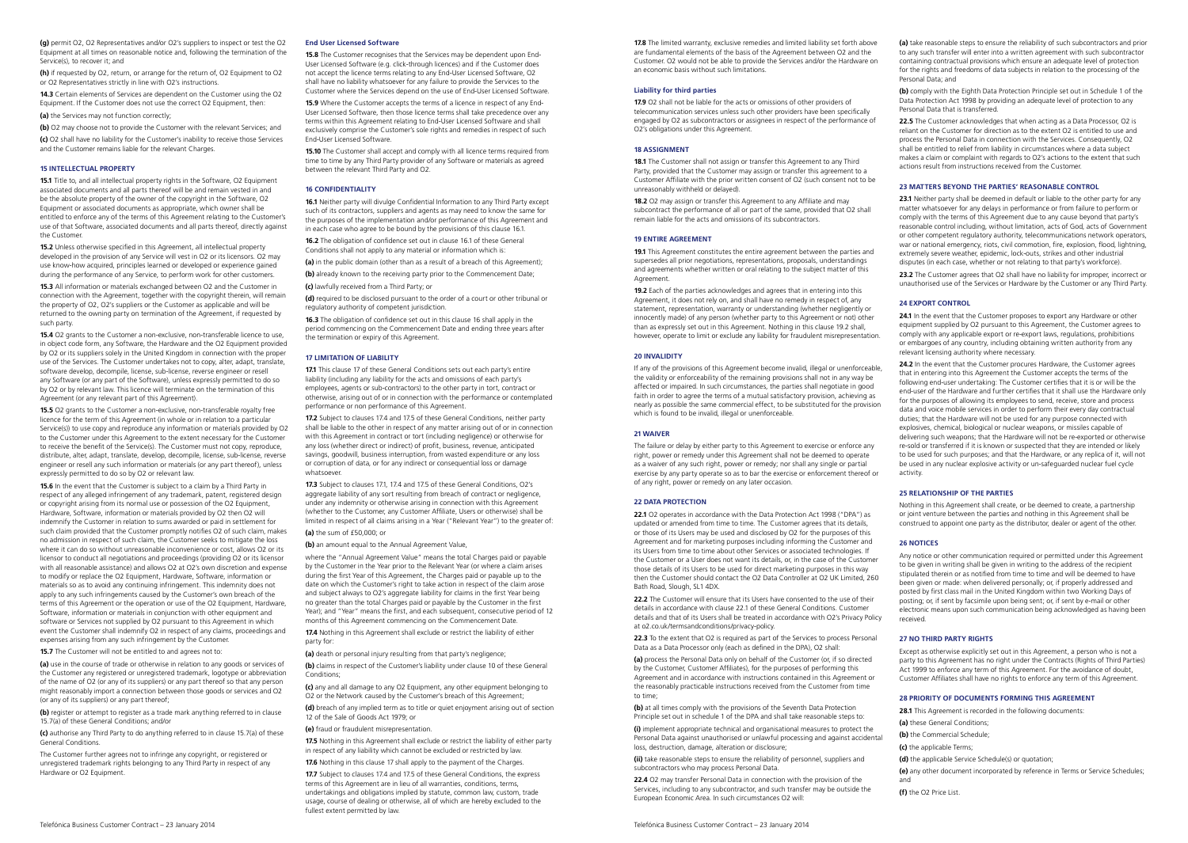**(g)** permit O2, O2 Representatives and/or O2's suppliers to inspect or test the O2 Equipment at all times on reasonable notice and, following the termination of the Service(s), to recover it; and

**(h)** if requested by O2, return, or arrange for the return of, O2 Equipment to O2 or O2 Representatives strictly in line with O2's instructions.

**14.3** Certain elements of Services are dependent on the Customer using the O2 Equipment. If the Customer does not use the correct O2 Equipment, then:

**(a)** the Services may not function correctly;

**(b)** O2 may choose not to provide the Customer with the relevant Services; and

**(c)** O2 shall have no liability for the Customer's inability to receive those Services and the Customer remains liable for the relevant Charges.

## 15 INTELLECTUAL PROPERTY

**15.1** Title to, and all intellectual property rights in the Software, O2 Equipment associated documents and all parts thereof will be and remain vested in and be the absolute property of the owner of the copyright in the Software, O2 Equipment or associated documents as appropriate, which owner shall be entitled to enforce any of the terms of this Agreement relating to the Customer's use of that Software, associated documents and all parts thereof, directly against the Customer.

**15.2** Unless otherwise specified in this Agreement, all intellectual property developed in the provision of any Service will vest in O2 or its licensors. O2 may use know-how acquired, principles learned or developed or experience gained during the performance of any Service, to perform work for other customers.

**15.3** All information or materials exchanged between O2 and the Customer in connection with the Agreement, together with the copyright therein, will remain the property of O2, O2's suppliers or the Customer as applicable and will be returned to the owning party on termination of the Agreement, if requested by such party.

**15.4** O2 grants to the Customer a non-exclusive, non-transferable licence to use, in object code form, any Software, the Hardware and the O2 Equipment provided by O2 or its suppliers solely in the United Kingdom in connection with the proper use of the Services. The Customer undertakes not to copy, alter, adapt, translate, software develop, decompile, license, sub-license, reverse engineer or resell any Software (or any part of the Software), unless expressly permitted to do so by O2 or by relevant law. This licence will terminate on the termination of this Agreement (or any relevant part of this Agreement).

**15.5** O2 grants to the Customer a non-exclusive, non-transferable royalty free licence for the term of this Agreement (in whole or in relation to a particular Service(s)) to use copy and reproduce any information or materials provided by O2 to the Customer under this Agreement to the extent necessary for the Customer to receive the benefit of the Service(s). The Customer must not copy, reproduce, distribute, alter, adapt, translate, develop, decompile, license, sub-license, reverse engineer or resell any such information or materials (or any part thereof), unless expressly permitted to do so by O2 or relevant law.

**15.6** In the event that the Customer is subject to a claim by a Third Party in respect of any alleged infringement of any trademark, patent, registered design or copyright arising from its normal use or possession of the O2 Equipment, Hardware, Software, information or materials provided by O2 then O2 will indemnify the Customer in relation to sums awarded or paid in settlement for such claim provided that the Customer promptly notifies O2 of such claim, makes no admission in respect of such claim, the Customer seeks to mitigate the loss where it can do so without unreasonable inconvenience or cost, allows O2 or its licensor to conduct all negotiations and proceedings (providing O2 or its licensor with all reasonable assistance) and allows O2 at O2's own discretion and expense to modify or replace the O2 Equipment, Hardware, Software, information or materials so as to avoid any continuing infringement. This indemnity does not apply to any such infringements caused by the Customer's own breach of the terms of this Agreement or the operation or use of the O2 Equipment, Hardware, Software, information or materials in conjunction with other equipment and software or Services not supplied by O2 pursuant to this Agreement in which event the Customer shall indemnify O2 in respect of any claims, proceedings and expenses arising from any such infringement by the Customer.

**15.7** The Customer will not be entitled to and agrees not to:

**(a)** use in the course of trade or otherwise in relation to any goods or services of the Customer any registered or unregistered trademark, logotype or abbreviation of the name of O2 (or any of its suppliers) or any part thereof so that any person might reasonably import a connection between those goods or services and O2 (or any of its suppliers) or any part thereof;

**(b)** register or attempt to register as a trade mark anything referred to in clause 15.7(a) of these General Conditions; and/or

**(c)** authorise any Third Party to do anything referred to in clause 15.7(a) of these General Conditions.

The Customer further agrees not to infringe any copyright, or registered or unregistered trademark rights belonging to any Third Party in respect of any Hardware or O2 Equipment.

### End User Licensed Software

**15.8** The Customer recognises that the Services may be dependent upon End-User Licensed Software (e.g. click-through licences) and if the Customer does not accept the licence terms relating to any End-User Licensed Software, O2 shall have no liability whatsoever for any failure to provide the Services to the Customer where the Services depend on the use of End-User Licensed Software.

**15.9** Where the Customer accepts the terms of a licence in respect of any End-User Licensed Software, then those licence terms shall take precedence over any terms within this Agreement relating to End-User Licensed Software and shall exclusively comprise the Customer's sole rights and remedies in respect of such End-User Licensed Software.

**15.10** The Customer shall accept and comply with all licence terms required from time to time by any Third Party provider of any Software or materials as agreed between the relevant Third Party and O2.

## 16 CONFIDENTIALITY

**16.1** Neither party will divulge Confidential Information to any Third Party except such of its contractors, suppliers and agents as may need to know the same for the purposes of the implementation and/or performance of this Agreement and in each case who agree to be bound by the provisions of this clause 16.1.

**16.2** The obligation of confidence set out in clause 16.1 of these General Conditions shall not apply to any material or information which is:

**(a)** in the public domain (other than as a result of a breach of this Agreement);

**(b)** already known to the receiving party prior to the Commencement Date;

**(c)** lawfully received from a Third Party; or

**(d)** required to be disclosed pursuant to the order of a court or other tribunal or regulatory authority of competent jurisdiction.

**16.3** The obligation of confidence set out in this clause 16 shall apply in the period commencing on the Commencement Date and ending three years after the termination or expiry of this Agreement.

## 17 LIMITATION OF LIABILITY

**17.1** This clause 17 of these General Conditions sets out each party's entire liability (including any liability for the acts and omissions of each party's employees, agents or sub-contractors) to the other party in tort, contract or otherwise, arising out of or in connection with the performance or contemplated performance or non performance of this Agreement.

**17.2** Subject to clauses 17.4 and 17.5 of these General Conditions, neither party shall be liable to the other in respect of any matter arising out of or in connection with this Agreement in contract or tort (including negligence) or otherwise for any loss (whether direct or indirect) of profit, business, revenue, anticipated savings, goodwill, business interruption, from wasted expenditure or any loss or corruption of data, or for any indirect or consequential loss or damage whatsoever.

**17.3** Subject to clauses 17.1, 17.4 and 17.5 of these General Conditions, O2's aggregate liability of any sort resulting from breach of contract or negligence, under any indemnity or otherwise arising in connection with this Agreement (whether to the Customer, any Customer Affiliate, Users or otherwise) shall be limited in respect of all claims arising in a Year ("Relevant Year") to the greater of:

**(a)** the sum of £50,000; or

**(b)** an amount equal to the Annual Agreement Value,

where the "Annual Agreement Value" means the total Charges paid or payable by the Customer in the Year prior to the Relevant Year (or where a claim arises during the first Year of this Agreement, the Charges paid or payable up to the date on which the Customer's right to take action in respect of the claim arose and subject always to O2's aggregate liability for claims in the first Year being no greater than the total Charges paid or payable by the Customer in the first Year); and "Year" means the first, and each subsequent, consecutive period of 12 months of this Agreement commencing on the Commencement Date.

**17.4** Nothing in this Agreement shall exclude or restrict the liability of either party for:

**(a)** death or personal injury resulting from that party's negligence;

**(b)** claims in respect of the Customer's liability under clause 10 of these General Conditions;

**(c)** any and all damage to any O2 Equipment, any other equipment belonging to O2 or the Network caused by the Customer's breach of this Agreement;

**(d)** breach of any implied term as to title or quiet enjoyment arising out of section 12 of the Sale of Goods Act 1979; or

**(e)** fraud or fraudulent misrepresentation.

**17.5** Nothing in this Agreement shall exclude or restrict the liability of either party in respect of any liability which cannot be excluded or restricted by law.

**17.6** Nothing in this clause 17 shall apply to the payment of the Charges.

**17.7** Subject to clauses 17.4 and 17.5 of these General Conditions, the express terms of this Agreement are in lieu of all warranties, conditions, terms, undertakings and obligations implied by statute, common law, custom, trade usage, course of dealing or otherwise, all of which are hereby excluded to the fullest extent permitted by law.

**17.8** The limited warranty, exclusive remedies and limited liability set forth above are fundamental elements of the basis of the Agreement between O2 and the Customer. O2 would not be able to provide the Services and/or the Hardware on an economic basis without such limitations.

### Liability for third parties

**17.9** O2 shall not be liable for the acts or omissions of other providers of telecommunication services unless such other providers have been specifically engaged by O2 as subcontractors or assignees in respect of the performance of O2's obligations under this Agreement.

## 18 ASSIGNMENT

**18.1** The Customer shall not assign or transfer this Agreement to any Third Party, provided that the Customer may assign or transfer this agreement to a Customer Affiliate with the prior written consent of O2 (such consent not to be unreasonably withheld or delayed).

**18.2** O2 may assign or transfer this Agreement to any Affiliate and may subcontract the performance of all or part of the same, provided that O2 shall remain liable for the acts and omissions of its subcontractors.

## 19 ENTIRE AGREEMENT

**19.1** This Agreement constitutes the entire agreement between the parties and supersedes all prior negotiations, representations, proposals, understandings and agreements whether written or oral relating to the subject matter of this Agreement.

**19.2** Each of the parties acknowledges and agrees that in entering into this Agreement, it does not rely on, and shall have no remedy in respect of, any statement, representation, warranty or understanding (whether negligently or innocently made) of any person (whether party to this Agreement or not) other than as expressly set out in this Agreement. Nothing in this clause 19.2 shall, however, operate to limit or exclude any liability for fraudulent misrepresentation.

## 20 INVALIDITY

If any of the provisions of this Agreement become invalid, illegal or unenforceable, the validity or enforceability of the remaining provisions shall not in any way be affected or impaired. In such circumstances, the parties shall negotiate in good faith in order to agree the terms of a mutual satisfactory provision, achieving as nearly as possible the same commercial effect, to be substituted for the provision which is found to be invalid, illegal or unenforceable.

## 21 WAIVER

The failure or delay by either party to this Agreement to exercise or enforce any right, power or remedy under this Agreement shall not be deemed to operate as a waiver of any such right, power or remedy; nor shall any single or partial exercise by any party operate so as to bar the exercise or enforcement thereof or of any right, power or remedy on any later occasion.

## 22 DATA PROTECTION

**22.1** O2 operates in accordance with the Data Protection Act 1998 ("DPA") as updated or amended from time to time. The Customer agrees that its details, or those of its Users may be used and disclosed by O2 for the purposes of this Agreement and for marketing purposes including informing the Customer and its Users from time to time about other Services or associated technologies. If the Customer or a User does not want its details, or, in the case of the Customer those details of its Users to be used for direct marketing purposes in this way then the Customer should contact the O2 Data Controller at O2 UK Limited, 260 Bath Road, Slough, SL1 4DX.

**22.2** The Customer will ensure that its Users have consented to the use of their details in accordance with clause 22.1 of these General Conditions. Customer details and that of its Users shall be treated in accordance with O2's Privacy Policy at o2.co.uk/termsandconditions/privacy-policy.

**22.3** To the extent that O2 is required as part of the Services to process Personal Data as a Data Processor only (each as defined in the DPA), O2 shall:

**(a)** process the Personal Data only on behalf of the Customer (or, if so directed by the Customer, Customer Affiliates), for the purposes of performing this Agreement and in accordance with instructions contained in this Agreement or the reasonably practicable instructions received from the Customer from time to time;

**(b)** at all times comply with the provisions of the Seventh Data Protection Principle set out in schedule 1 of the DPA and shall take reasonable steps to:

**(i)** implement appropriate technical and organisational measures to protect the Personal Data against unauthorised or unlawful processing and against accidental loss, destruction, damage, alteration or disclosure;

**(ii)** take reasonable steps to ensure the reliability of personnel, suppliers and subcontractors who may process Personal Data.

**22.4** O2 may transfer Personal Data in connection with the provision of the Services, including to any subcontractor, and such transfer may be outside the European Economic Area. In such circumstances O2 will:

**(a)** take reasonable steps to ensure the reliability of such subcontractors and prior to any such transfer will enter into a written agreement with such subcontractor containing contractual provisions which ensure an adequate level of protection for the rights and freedoms of data subjects in relation to the processing of the Personal Data; and

**(b)** comply with the Eighth Data Protection Principle set out in Schedule 1 of the Data Protection Act 1998 by providing an adequate level of protection to any Personal Data that is transferred.

**22.5** The Customer acknowledges that when acting as a Data Processor, O2 is reliant on the Customer for direction as to the extent O2 is entitled to use and process the Personal Data in connection with the Services. Consequently, O2 shall be entitled to relief from liability in circumstances where a data subject makes a claim or complaint with regards to O2's actions to the extent that such actions result from instructions received from the Customer.

## 23 MATTERS BEYOND THE PARTIES' REASONABLE CONTROL

**23.1** Neither party shall be deemed in default or liable to the other party for any matter whatsoever for any delays in performance or from failure to perform or comply with the terms of this Agreement due to any cause beyond that party's reasonable control including, without limitation, acts of God, acts of Government or other competent regulatory authority, telecommunications network operators, war or national emergency, riots, civil commotion, fire, explosion, flood, lightning, extremely severe weather, epidemic, lock-outs, strikes and other industrial disputes (in each case, whether or not relating to that party's workforce).

**23.2** The Customer agrees that O2 shall have no liability for improper, incorrect or unauthorised use of the Services or Hardware by the Customer or any Third Party.

## 24 EXPORT CONTROL

**24.1** In the event that the Customer proposes to export any Hardware or other equipment supplied by O2 pursuant to this Agreement, the Customer agrees to comply with any applicable export or re-export laws, regulations, prohibitions or embargoes of any country, including obtaining written authority from any relevant licensing authority where necessary.

**24.2** In the event that the Customer procures Hardware, the Customer agrees that in entering into this Agreement the Customer accepts the terms of the following end-user undertaking: The Customer certifies that it is or will be the end-user of the Hardware and further certifies that it shall use the Hardware only for the purposes of allowing its employees to send, receive, store and process data and voice mobile services in order to perform their every day contractual duties; that the Hardware will not be used for any purpose connected with explosives, chemical, biological or nuclear weapons, or missiles capable of delivering such weapons; that the Hardware will not be re-exported or otherwise re-sold or transferred if it is known or suspected that they are intended or likely to be used for such purposes; and that the Hardware, or any replica of it, will not be used in any nuclear explosive activity or un-safeguarded nuclear fuel cycle activity.

## 25 RELATIONSHIP OF THE PARTIES

Nothing in this Agreement shall create, or be deemed to create, a partnership or joint venture between the parties and nothing in this Agreement shall be construed to appoint one party as the distributor, dealer or agent of the other.

## 26 NOTICES

Any notice or other communication required or permitted under this Agreement to be given in writing shall be given in writing to the address of the recipient stipulated therein or as notified from time to time and will be deemed to have been given or made: when delivered personally; or, if properly addressed and posted by first class mail in the United Kingdom within two Working Days of posting; or, if sent by facsimile upon being sent; or, if sent by e-mail or other electronic means upon such communication being acknowledged as having been received.

## 27 NO THIRD PARTY RIGHTS

Except as otherwise explicitly set out in this Agreement, a person who is not a party to this Agreement has no right under the Contracts (Rights of Third Parties) Act 1999 to enforce any term of this Agreement. For the avoidance of doubt, Customer Affiliates shall have no rights to enforce any term of this Agreement.

## 28 PRIORITY OF DOCUMENTS FORMING THIS AGREEMENT

**28.1** This Agreement is recorded in the following documents:

**(a)** these General Conditions;

**(b)** the Commercial Schedule;

**(c)** the applicable Terms;

**(d)** the applicable Service Schedule(s) or quotation;

**(e)** any other document incorporated by reference in Terms or Service Schedules; and

**(f)** the O2 Price List.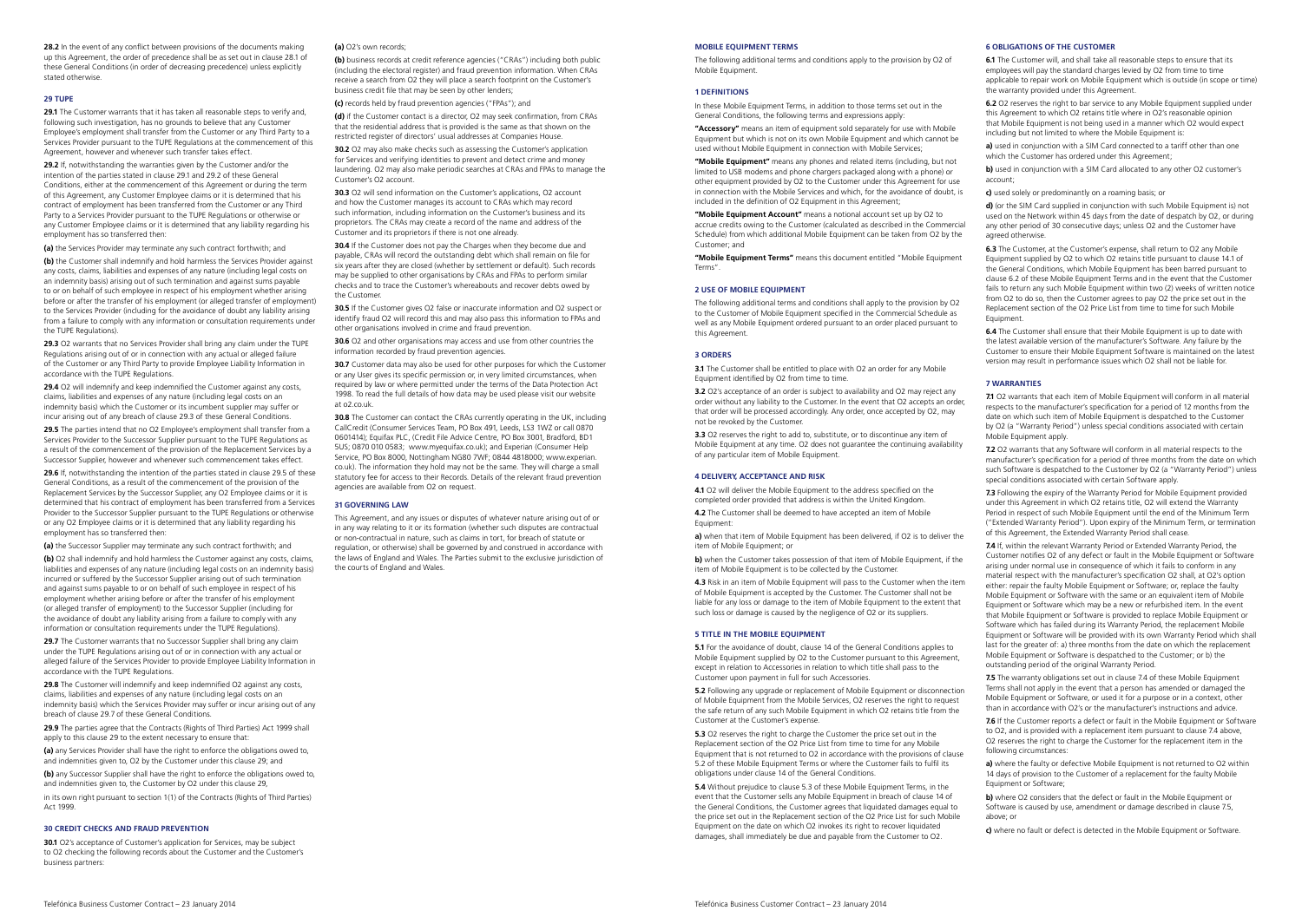**28.2** In the event of any conflict between provisions of the documents making up this Agreement, the order of precedence shall be as set out in clause 28.1 of these General Conditions (in order of decreasing precedence) unless explicitly stated otherwise.

## 29 TUPE

**29.1** The Customer warrants that it has taken all reasonable steps to verify and, following such investigation, has no grounds to believe that any Customer Employee's employment shall transfer from the Customer or any Third Party to a Services Provider pursuant to the TUPE Regulations at the commencement of this Agreement, however and whenever such transfer takes effect.

**29.2** If, notwithstanding the warranties given by the Customer and/or the intention of the parties stated in clause 29.1 and 29.2 of these General Conditions, either at the commencement of this Agreement or during the term of this Agreement, any Customer Employee claims or it is determined that his contract of employment has been transferred from the Customer or any Third Party to a Services Provider pursuant to the TUPE Regulations or otherwise or any Customer Employee claims or it is determined that any liability regarding his employment has so transferred then:

**(a)** the Services Provider may terminate any such contract forthwith; and

**(b)** the Customer shall indemnify and hold harmless the Services Provider against any costs, claims, liabilities and expenses of any nature (including legal costs on an indemnity basis) arising out of such termination and against sums payable to or on behalf of such employee in respect of his employment whether arising before or after the transfer of his employment (or alleged transfer of employment) to the Services Provider (including for the avoidance of doubt any liability arising from a failure to comply with any information or consultation requirements under the TUPE Regulations).

**29.3** O2 warrants that no Services Provider shall bring any claim under the TUPE Regulations arising out of or in connection with any actual or alleged failure of the Customer or any Third Party to provide Employee Liability Information in accordance with the TUPE Regulations.

**29.4** O2 will indemnify and keep indemnified the Customer against any costs, claims, liabilities and expenses of any nature (including legal costs on an indemnity basis) which the Customer or its incumbent supplier may suffer or incur arising out of any breach of clause 29.3 of these General Conditions.

**29.5** The parties intend that no O2 Employee's employment shall transfer from a Services Provider to the Successor Supplier pursuant to the TUPE Regulations as a result of the commencement of the provision of the Replacement Services by a Successor Supplier, however and whenever such commencement takes effect.

**29.6** If, notwithstanding the intention of the parties stated in clause 29.5 of these General Conditions, as a result of the commencement of the provision of the Replacement Services by the Successor Supplier, any O2 Employee claims or it is determined that his contract of employment has been transferred from a Services Provider to the Successor Supplier pursuant to the TUPE Regulations or otherwise or any O2 Employee claims or it is determined that any liability regarding his employment has so transferred then:

**(a)** the Successor Supplier may terminate any such contract forthwith; and

**(b)** O2 shall indemnify and hold harmless the Customer against any costs, claims, liabilities and expenses of any nature (including legal costs on an indemnity basis) incurred or suffered by the Successor Supplier arising out of such termination and against sums payable to or on behalf of such employee in respect of his employment whether arising before or after the transfer of his employment (or alleged transfer of employment) to the Successor Supplier (including for the avoidance of doubt any liability arising from a failure to comply with any information or consultation requirements under the TUPE Regulations).

**29.7** The Customer warrants that no Successor Supplier shall bring any claim under the TUPE Regulations arising out of or in connection with any actual or alleged failure of the Services Provider to provide Employee Liability Information in accordance with the TUPE Regulations.

**29.8** The Customer will indemnify and keep indemnified O2 against any costs, claims, liabilities and expenses of any nature (including legal costs on an indemnity basis) which the Services Provider may suffer or incur arising out of any breach of clause 29.7 of these General Conditions.

**29.9** The parties agree that the Contracts (Rights of Third Parties) Act 1999 shall apply to this clause 29 to the extent necessary to ensure that:

**(a)** any Services Provider shall have the right to enforce the obligations owed to, and indemnities given to, O2 by the Customer under this clause 29; and

**(b)** any Successor Supplier shall have the right to enforce the obligations owed to, and indemnities given to, the Customer by O2 under this clause 29,

in its own right pursuant to section 1(1) of the Contracts (Rights of Third Parties) Act 1999.

## 30 CREDIT CHECKS AND FRAUD PREVENTION

**30.1** O2's acceptance of Customer's application for Services, may be subject to O2 checking the following records about the Customer and the Customer's business partners:

**(a)** O2's own records;

**(b)** business records at credit reference agencies ("CRAs") including both public (including the electoral register) and fraud prevention information. When CRAs receive a search from O2 they will place a search footprint on the Customer's business credit file that may be seen by other lenders;

**(c)** records held by fraud prevention agencies ("FPAs"); and

**(d)** if the Customer contact is a director, O2 may seek confirmation, from CRAs that the residential address that is provided is the same as that shown on the restricted register of directors' usual addresses at Companies House.

**30.2** O2 may also make checks such as assessing the Customer's application for Services and verifying identities to prevent and detect crime and money laundering. O2 may also make periodic searches at CRAs and FPAs to manage the Customer's O2 account.

**30.3** O2 will send information on the Customer's applications, O2 account and how the Customer manages its account to CRAs which may record such information, including information on the Customer's business and its proprietors. The CRAs may create a record of the name and address of the Customer and its proprietors if there is not one already.

**30.4** If the Customer does not pay the Charges when they become due and payable, CRAs will record the outstanding debt which shall remain on file for six years after they are closed (whether by settlement or default). Such records may be supplied to other organisations by CRAs and FPAs to perform similar checks and to trace the Customer's whereabouts and recover debts owed by the Customer.

**30.5** If the Customer gives O2 false or inaccurate information and O2 suspect or identify fraud O2 will record this and may also pass this information to FPAs and other organisations involved in crime and fraud prevention.

**30.6** O2 and other organisations may access and use from other countries the information recorded by fraud prevention agencies.

**30.7** Customer data may also be used for other purposes for which the Customer or any User gives its specific permission or, in very limited circumstances, when required by law or where permitted under the terms of the Data Protection Act 1998. To read the full details of how data may be used please visit our website at o2.co.uk.

**30.8** The Customer can contact the CRAs currently operating in the UK, including CallCredit (Consumer Services Team, PO Box 491, Leeds, LS3 1WZ or call 0870 0601414); Equifax PLC, (Credit File Advice Centre, PO Box 3001, Bradford, BD1 5US; 0870 010 0583; www.myequifax.co.uk); and Experian (Consumer Help Service, PO Box 8000, Nottingham NG80 7WF; 0844 4818000; www.experian.co.uk). The information they hold may not be the same. They will charge a small statutory fee for access to their Records. Details of the relevant fraud prevention agencies are available from O2 on request.

## 31 GOVERNING LAW

This Agreement, and any issues or disputes of whatever nature arising out of or in any way relating to it or its formation (whether such disputes are contractual or non-contractual in nature, such as claims in tort, for breach of statute or regulation, or otherwise) shall be governed by and construed in accordance with the laws of England and Wales. The Parties submit to the exclusive jurisdiction of the courts of England and Wales.

# MOBILE EQUIPMENT TERMS

The following additional terms and conditions apply to the provision by O2 of Mobile Equipment.

## 1 DEFINITIONS

In these Mobile Equipment Terms, in addition to those terms set out in the General Conditions, the following terms and expressions apply:

**"Accessory"** means an item of equipment sold separately for use with Mobile Equipment but which is not on its own Mobile Equipment and which cannot be used without Mobile Equipment in connection with Mobile Services;

**"Mobile Equipment"** means any phones and related items (including, but not limited to USB modems and phone chargers packaged along with a phone) or other equipment provided by O2 to the Customer under this Agreement for use in connection with the Mobile Services and which, for the avoidance of doubt, is included in the definition of O2 Equipment in this Agreement;

**"Mobile Equipment Account"** means a notional account set up by O2 to accrue credits owing to the Customer (calculated as described in the Commercial Schedule) from which additional Mobile Equipment can be taken from O2 by the Customer; and

**"Mobile Equipment Terms"** means this document entitled "Mobile Equipment Terms".

## 2 USE OF MOBILE EQUIPMENT

The following additional terms and conditions shall apply to the provision by O2 to the Customer of Mobile Equipment specified in the Commercial Schedule as well as any Mobile Equipment ordered pursuant to an order placed pursuant to this Agreement.

## 3 ORDERS

**3.1** The Customer shall be entitled to place with O2 an order for any Mobile Equipment identified by O2 from time to time.

**3.2** O2's acceptance of an order is subject to availability and O2 may reject any order without any liability to the Customer. In the event that O2 accepts an order, that order will be processed accordingly. Any order, once accepted by O2, may not be revoked by the Customer.

**3.3** O2 reserves the right to add to, substitute, or to discontinue any item of Mobile Equipment at any time. O2 does not guarantee the continuing availability of any particular item of Mobile Equipment.

## 4 DELIVERY, ACCEPTANCE AND RISK

**4.1** O2 will deliver the Mobile Equipment to the address specified on the completed order provided that address is within the United Kingdom.

**4.2** The Customer shall be deemed to have accepted an item of Mobile Equipment:

**a)** when that item of Mobile Equipment has been delivered, if O2 is to deliver the item of Mobile Equipment; or

**b)** when the Customer takes possession of that item of Mobile Equipment, if the item of Mobile Equipment is to be collected by the Customer.

**4.3** Risk in an item of Mobile Equipment will pass to the Customer when the item of Mobile Equipment is accepted by the Customer. The Customer shall not be liable for any loss or damage to the item of Mobile Equipment to the extent that such loss or damage is caused by the negligence of O2 or its suppliers.

## 5 TITLE IN THE MOBILE EQUIPMENT

**5.1** For the avoidance of doubt, clause 14 of the General Conditions applies to Mobile Equipment supplied by O2 to the Customer pursuant to this Agreement, except in relation to Accessories in relation to which title shall pass to the Customer upon payment in full for such Accessories.

**5.2** Following any upgrade or replacement of Mobile Equipment or disconnection of Mobile Equipment from the Mobile Services, O2 reserves the right to request the safe return of any such Mobile Equipment in which O2 retains title from the Customer at the Customer's expense.

**5.3** O2 reserves the right to charge the Customer the price set out in the Replacement section of the O2 Price List from time to time for any Mobile Equipment that is not returned to O2 in accordance with the provisions of clause 5.2 of these Mobile Equipment Terms or where the Customer fails to fulfil its obligations under clause 14 of the General Conditions.

**5.4** Without prejudice to clause 5.3 of these Mobile Equipment Terms, in the event that the Customer sells any Mobile Equipment in breach of clause 14 of the General Conditions, the Customer agrees that liquidated damages equal to the price set out in the Replacement section of the O2 Price List for such Mobile Equipment on the date on which O2 invokes its right to recover liquidated damages, shall immediately be due and payable from the Customer to O2.

## 6 OBLIGATIONS OF THE CUSTOMER

**6.1** The Customer will, and shall take all reasonable steps to ensure that its employees will pay the standard charges levied by O2 from time to time applicable to repair work on Mobile Equipment which is outside (in scope or time) the warranty provided under this Agreement.

**6.2** O2 reserves the right to bar service to any Mobile Equipment supplied under this Agreement to which O2 retains title where in O2's reasonable opinion that Mobile Equipment is not being used in a manner which O2 would expect including but not limited to where the Mobile Equipment is:

**a)** used in conjunction with a SIM Card connected to a tariff other than one which the Customer has ordered under this Agreement;

**b)** used in conjunction with a SIM Card allocated to any other O2 customer's account;

**c)** used solely or predominantly on a roaming basis; or

**d)** (or the SIM Card supplied in conjunction with such Mobile Equipment is) not used on the Network within 45 days from the date of despatch by O2, or during any other period of 30 consecutive days; unless O2 and the Customer have agreed otherwise.

**6.3** The Customer, at the Customer's expense, shall return to O2 any Mobile Equipment supplied by O2 to which O2 retains title pursuant to clause 14.1 of the General Conditions, which Mobile Equipment has been barred pursuant to clause 6.2 of these Mobile Equipment Terms and in the event that the Customer fails to return any such Mobile Equipment within two (2) weeks of written notice from O2 to do so, then the Customer agrees to pay O2 the price set out in the Replacement section of the O2 Price List from time to time for such Mobile Equipment.

**6.4** The Customer shall ensure that their Mobile Equipment is up to date with the latest available version of the manufacturer's Software. Any failure by the Customer to ensure their Mobile Equipment Software is maintained on the latest version may result in performance issues which O2 shall not be liable for.

## 7 WARRANTIES

**7.1** O2 warrants that each item of Mobile Equipment will conform in all material respects to the manufacturer's specification for a period of 12 months from the date on which such item of Mobile Equipment is despatched to the Customer by O2 (a "Warranty Period") unless special conditions associated with certain Mobile Equipment apply.

**7.2** O2 warrants that any Software will conform in all material respects to the manufacturer's specification for a period of three months from the date on which such Software is despatched to the Customer by O2 (a "Warranty Period") unless special conditions associated with certain Software apply.

**7.3** Following the expiry of the Warranty Period for Mobile Equipment provided under this Agreement in which O2 retains title, O2 will extend the Warranty Period in respect of such Mobile Equipment until the end of the Minimum Term ("Extended Warranty Period"). Upon expiry of the Minimum Term, or termination of this Agreement, the Extended Warranty Period shall cease.

**7.4** If, within the relevant Warranty Period or Extended Warranty Period, the Customer notifies O2 of any defect or fault in the Mobile Equipment or Software arising under normal use in consequence of which it fails to conform in any material respect with the manufacturer's specification O2 shall, at O2's option either: repair the faulty Mobile Equipment or Software; or, replace the faulty Mobile Equipment or Software with the same or an equivalent item of Mobile Equipment or Software which may be a new or refurbished item. In the event that Mobile Equipment or Software is provided to replace Mobile Equipment or Software which has failed during its Warranty Period, the replacement Mobile Equipment or Software will be provided with its own Warranty Period which shall last for the greater of: a) three months from the date on which the replacement Mobile Equipment or Software is despatched to the Customer; or b) the outstanding period of the original Warranty Period.

**7.5** The warranty obligations set out in clause 7.4 of these Mobile Equipment Terms shall not apply in the event that a person has amended or damaged the Mobile Equipment or Software, or used it for a purpose or in a context, other than in accordance with O2's or the manufacturer's instructions and advice.

**7.6** If the Customer reports a defect or fault in the Mobile Equipment or Software to O2, and is provided with a replacement item pursuant to clause 7.4 above, O2 reserves the right to charge the Customer for the replacement item in the following circumstances:

**a)** where the faulty or defective Mobile Equipment is not returned to O2 within 14 days of provision to the Customer of a replacement for the faulty Mobile Equipment or Software;

**b)** where O2 considers that the defect or fault in the Mobile Equipment or Software is caused by use, amendment or damage described in clause 7.5, above; or

**c)** where no fault or defect is detected in the Mobile Equipment or Software.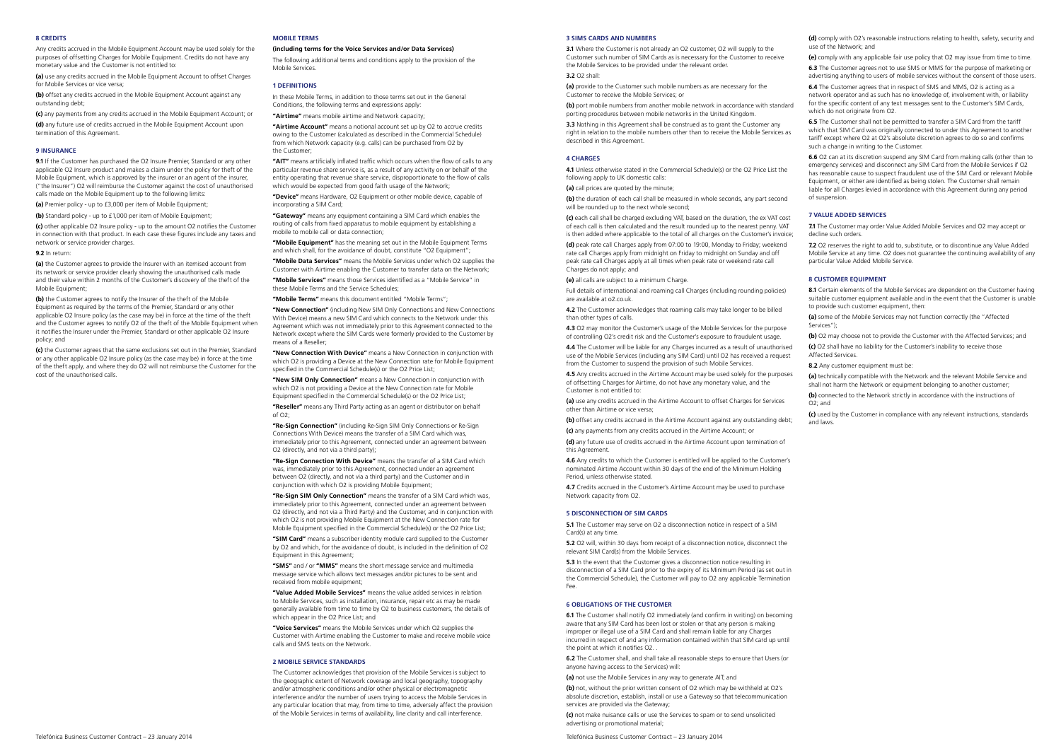## 8 CREDITS

Any credits accrued in the Mobile Equipment Account may be used solely for the purposes of offsetting Charges for Mobile Equipment. Credits do not have any monetary value and the Customer is not entitled to:

**(a)** use any credits accrued in the Mobile Equipment Account to offset Charges for Mobile Services or vice versa;

**(b)** offset any credits accrued in the Mobile Equipment Account against any outstanding debt;

**(c)** any payments from any credits accrued in the Mobile Equipment Account; or

**(d)** any future use of credits accrued in the Mobile Equipment Account upon termination of this Agreement.

## 9 INSURANCE

**9.1** If the Customer has purchased the O2 Insure Premier, Standard or any other applicable O2 Insure product and makes a claim under the policy for theft of the Mobile Equipment, which is approved by the insurer or an agent of the insurer, ("the Insurer") O2 will reimburse the Customer against the cost of unauthorised calls made on the Mobile Equipment up to the following limits:

**(a)** Premier policy - up to £3,000 per item of Mobile Equipment;

**(b)** Standard policy - up to £1,000 per item of Mobile Equipment;

**(c)** other applicable O2 Insure policy - up to the amount O2 notifies the Customer in connection with that product. In each case these figures include any taxes and network or service provider charges.

**9.2** In return:

**(a)** the Customer agrees to provide the Insurer with an itemised account from its network or service provider clearly showing the unauthorised calls made and their value within 2 months of the Customer's discovery of the theft of the Mobile Equipment;

**(b)** the Customer agrees to notify the Insurer of the theft of the Mobile Equipment as required by the terms of the Premier, Standard or any other applicable O2 Insure policy (as the case may be) in force at the time of the theft and the Customer agrees to notify O2 of the theft of the Mobile Equipment when it notifies the Insurer under the Premier, Standard or other applicable O2 Insure policy; and

**(c)** the Customer agrees that the same exclusions set out in the Premier, Standard or any other applicable O2 Insure policy (as the case may be) in force at the time of the theft apply, and where they do O2 will not reimburse the Customer for the cost of the unauthorised calls.

# MOBILE TERMS

### (including terms for the Voice Services and/or Data Services)

The following additional terms and conditions apply to the provision of the Mobile Services.

## 1 DEFINITIONS

In these Mobile Terms, in addition to those terms set out in the General Conditions, the following terms and expressions apply:

**"Airtime"** means mobile airtime and Network capacity;

**"Airtime Account"** means a notional account set up by O2 to accrue credits owing to the Customer (calculated as described in the Commercial Schedule) from which Network capacity (e.g. calls) can be purchased from O2 by the Customer;

**"AIT"** means artificially inflated traffic which occurs when the flow of calls to any particular revenue share service is, as a result of any activity on or behalf of the entity operating that revenue share service, disproportionate to the flow of calls which would be expected from good faith usage of the Network;

**"Device"** means Hardware, O2 Equipment or other mobile device, capable of incorporating a SIM Card;

**"Gateway"** means any equipment containing a SIM Card which enables the routing of calls from fixed apparatus to mobile equipment by establishing a mobile to mobile call or data connection;

**"Mobile Equipment"** has the meaning set out in the Mobile Equipment Terms and which shall, for the avoidance of doubt, constitute "O2 Equipment";

**"Mobile Data Services"** means the Mobile Services under which O2 supplies the Customer with Airtime enabling the Customer to transfer data on the Network;

**"Mobile Services"** means those Services identified as a "Mobile Service" in these Mobile Terms and the Service Schedules;

**"Mobile Terms"** means this document entitled "Mobile Terms";

**"New Connection"** (including New SIM Only Connections and New Connections With Device) means a new SIM Card which connects to the Network under this Agreement which was not immediately prior to this Agreement connected to the Network except where the SIM Cards were formerly provided to the Customer by means of a Reseller;

**"New Connection With Device"** means a New Connection in conjunction with which O2 is providing a Device at the New Connection rate for Mobile Equipment specified in the Commercial Schedule(s) or the O2 Price List;

**"New SIM Only Connection"** means a New Connection in conjunction with which O2 is not providing a Device at the New Connection rate for Mobile Equipment specified in the Commercial Schedule(s) or the O2 Price List;

**"Reseller"** means any Third Party acting as an agent or distributor on behalf of O2;

**"Re-Sign Connection"** (including Re-Sign SIM Only Connections or Re-Sign Connections With Device) means the transfer of a SIM Card which was, immediately prior to this Agreement, connected under an agreement between O2 (directly, and not via a third party);

**"Re-Sign Connection With Device"** means the transfer of a SIM Card which was, immediately prior to this Agreement, connected under an agreement between O2 (directly, and not via a third party) and the Customer and in conjunction with which O2 is providing Mobile Equipment;

**"Re-Sign SIM Only Connection"** means the transfer of a SIM Card which was, immediately prior to this Agreement, connected under an agreement between O2 (directly, and not via a Third Party) and the Customer, and in conjunction with which O2 is not providing Mobile Equipment at the New Connection rate for Mobile Equipment specified in the Commercial Schedule(s) or the O2 Price List;

**"SIM Card"** means a subscriber identity module card supplied to the Customer by O2 and which, for the avoidance of doubt, is included in the definition of O2 Equipment in this Agreement;

**"SMS"** and / or **"MMS"** means the short message service and multimedia message service which allows text messages and/or pictures to be sent and received from mobile equipment;

**"Value Added Mobile Services"** means the value added services in relation to Mobile Services, such as installation, insurance, repair etc as may be made generally available from time to time by O2 to business customers, the details of which appear in the O2 Price List; and

**"Voice Services"** means the Mobile Services under which O2 supplies the Customer with Airtime enabling the Customer to make and receive mobile voice calls and SMS texts on the Network.

## 2 MOBILE SERVICE STANDARDS

The Customer acknowledges that provision of the Mobile Services is subject to the geographic extent of Network coverage and local geography, topography and/or atmospheric conditions and/or other physical or electromagnetic interference and/or the number of users trying to access the Mobile Services in any particular location that may, from time to time, adversely affect the provision of the Mobile Services in terms of availability, line clarity and call interference.

## 3 SIMS CARDS AND NUMBERS

**3.1** Where the Customer is not already an O2 customer, O2 will supply to the Customer such number of SIM Cards as is necessary for the Customer to receive the Mobile Services to be provided under the relevant order.

**3.2** O2 shall:

**(a)** provide to the Customer such mobile numbers as are necessary for the Customer to receive the Mobile Services; or

**(b)** port mobile numbers from another mobile network in accordance with standard porting procedures between mobile networks in the United Kingdom.

**3.3** Nothing in this Agreement shall be construed as to grant the Customer any right in relation to the mobile numbers other than to receive the Mobile Services as described in this Agreement.

## 4 CHARGES

**4.1** Unless otherwise stated in the Commercial Schedule(s) or the O2 Price List the following apply to UK domestic calls:

**(a)** call prices are quoted by the minute;

**(b)** the duration of each call shall be measured in whole seconds, any part second will be rounded up to the next whole second;

**(c)** each call shall be charged excluding VAT, based on the duration, the ex VAT cost of each call is then calculated and the result rounded up to the nearest penny. VAT is then added where applicable to the total of all charges on the Customer's invoice;

**(d)** peak rate call Charges apply from 07:00 to 19:00, Monday to Friday; weekend rate call Charges apply from midnight on Friday to midnight on Sunday and off peak rate call Charges apply at all times when peak rate or weekend rate call Charges do not apply; and

**(e)** all calls are subject to a minimum Charge.

Full details of international and roaming call Charges (including rounding policies) are available at o2.co.uk.

**4.2** The Customer acknowledges that roaming calls may take longer to be billed than other types of calls.

**4.3** O2 may monitor the Customer's usage of the Mobile Services for the purpose of controlling O2's credit risk and the Customer's exposure to fraudulent usage.

**4.4** The Customer will be liable for any Charges incurred as a result of unauthorised use of the Mobile Services (including any SIM Card) until O2 has received a request from the Customer to suspend the provision of such Mobile Services.

**4.5** Any credits accrued in the Airtime Account may be used solely for the purposes of offsetting Charges for Airtime, do not have any monetary value, and the Customer is not entitled to:

**(a)** use any credits accrued in the Airtime Account to offset Charges for Services other than Airtime or vice versa;

**(b)** offset any credits accrued in the Airtime Account against any outstanding debt;

**(c)** any payments from any credits accrued in the Airtime Account; or

**(d)** any future use of credits accrued in the Airtime Account upon termination of this Agreement.

**4.6** Any credits to which the Customer is entitled will be applied to the Customer's nominated Airtime Account within 30 days of the end of the Minimum Holding Period, unless otherwise stated.

**4.7** Credits accrued in the Customer's Airtime Account may be used to purchase Network capacity from O2.

## 5 DISCONNECTION OF SIM CARDS

**5.1** The Customer may serve on O2 a disconnection notice in respect of a SIM Card(s) at any time.

**5.2** O2 will, within 30 days from receipt of a disconnection notice, disconnect the relevant SIM Card(s) from the Mobile Services.

**5.3** In the event that the Customer gives a disconnection notice resulting in disconnection of a SIM Card prior to the expiry of its Minimum Period (as set out in the Commercial Schedule), the Customer will pay to O2 any applicable Termination Fee.

## 6 OBLIGATIONS OF THE CUSTOMER

**6.1** The Customer shall notify O2 immediately (and confirm in writing) on becoming aware that any SIM Card has been lost or stolen or that any person is making improper or illegal use of a SIM Card and shall remain liable for any Charges incurred in respect of and any information contained within that SIM card up until the point at which it notifies O2. .

**6.2** The Customer shall, and shall take all reasonable steps to ensure that Users (or anyone having access to the Services) will:

**(a)** not use the Mobile Services in any way to generate AIT; and

**(b)** not, without the prior written consent of O2 which may be withheld at O2's absolute discretion, establish, install or use a Gateway so that telecommunication services are provided via the Gateway;

**(c)** not make nuisance calls or use the Services to spam or to send unsolicited advertising or promotional material;

**(d)** comply with O2's reasonable instructions relating to health, safety, security and use of the Network; and

**(e)** comply with any applicable fair use policy that O2 may issue from time to time.

**6.3** The Customer agrees not to use SMS or MMS for the purpose of marketing or advertising anything to users of mobile services without the consent of those users.

**6.4** The Customer agrees that in respect of SMS and MMS, O2 is acting as a network operator and as such has no knowledge of, involvement with, or liability for the specific content of any text messages sent to the Customer's SIM Cards, which do not originate from O2.

**6.5** The Customer shall not be permitted to transfer a SIM Card from the tariff which that SIM Card was originally connected to under this Agreement to another tariff except where O2 at O2's absolute discretion agrees to do so and confirms such a change in writing to the Customer.

**6.6** O2 can at its discretion suspend any SIM Card from making calls (other than to emergency services) and disconnect any SIM Card from the Mobile Services if O2 has reasonable cause to suspect fraudulent use of the SIM Card or relevant Mobile Equipment, or either are identified as being stolen. The Customer shall remain liable for all Charges levied in accordance with this Agreement during any period of suspension.

## 7 VALUE ADDED SERVICES

**7.1** The Customer may order Value Added Mobile Services and O2 may accept or decline such orders.

**7.2** O2 reserves the right to add to, substitute, or to discontinue any Value Added Mobile Service at any time. O2 does not guarantee the continuing availability of any particular Value Added Mobile Service.

## 8 CUSTOMER EQUIPMENT

**8.1** Certain elements of the Mobile Services are dependent on the Customer having suitable customer equipment available and in the event that the Customer is unable to provide such customer equipment, then:

**(a)** some of the Mobile Services may not function correctly (the "Affected Services");

**(b)** O2 may choose not to provide the Customer with the Affected Services; and

**(c)** O2 shall have no liability for the Customer's inability to receive those Affected Services.

**8.2** Any customer equipment must be:

**(a)** technically compatible with the Network and the relevant Mobile Service and shall not harm the Network or equipment belonging to another customer;

**(b)** connected to the Network strictly in accordance with the instructions of O2; and

**(c)** used by the Customer in compliance with any relevant instructions, standards and laws.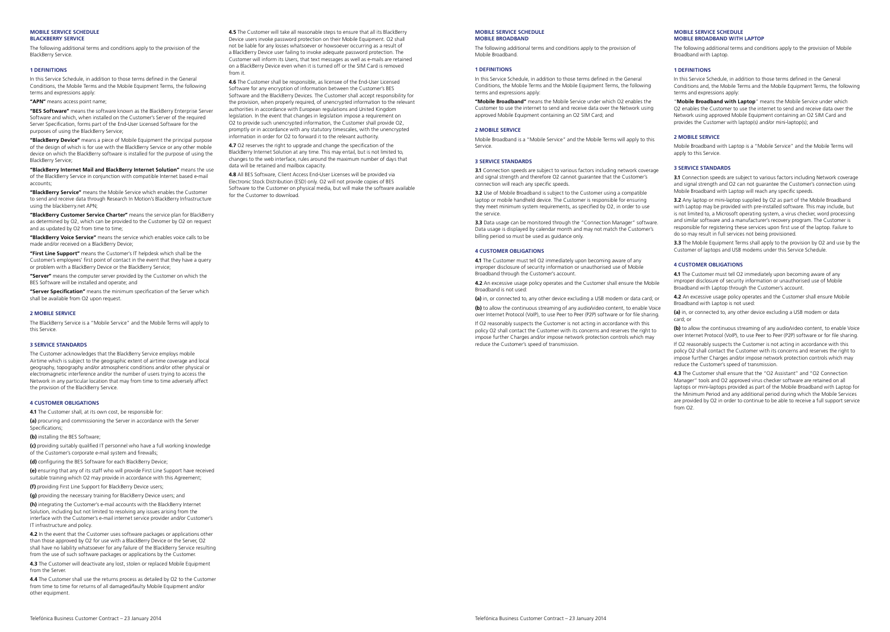## MOBILE SERVICE SCHEDULE BLACKBERRY SERVICE

The following additional terms and conditions apply to the provision of the BlackBerry Service.

### 1 DEFINITIONS

In this Service Schedule, in addition to those terms defined in the General Conditions, the Mobile Terms and the Mobile Equipment Terms, the following terms and expressions apply:

**"APN"** means access point name;

**"BES Software"** means the software known as the BlackBerry Enterprise Server Software and which, when installed on the Customer's Server of the required Server Specification, forms part of the End-User Licensed Software for the purposes of using the BlackBerry Service;

**"BlackBerry Device"** means a piece of Mobile Equipment the principal purpose of the design of which is for use with the BlackBerry Service or any other mobile device on which the BlackBerry software is installed for the purpose of using the BlackBerry Service;

**"BlackBerry Internet Mail and BlackBerry Internet Solution"** means the use of the BlackBerry Service in conjunction with compatible Internet based e-mail accounts;

**"BlackBerry Service"** means the Mobile Service which enables the Customer to send and receive data through Research In Motion's BlackBerry Infrastructure using the blackberry.net APN;

**"BlackBerry Customer Service Charter"** means the service plan for BlackBerry as determined by O2, which can be provided to the Customer by O2 on request and as updated by O2 from time to time;

**"BlackBerry Voice Service"** means the service which enables voice calls to be made and/or received on a BlackBerry Device;

**"First Line Support"** means the Customer's IT helpdesk which shall be the Customer's employees' first point of contact in the event that they have a query or problem with a BlackBerry Device or the BlackBerry Service;

**"Server"** means the computer server provided by the Customer on which the BES Software will be installed and operate; and

**"Server Specification"** means the minimum specification of the Server which shall be available from O2 upon request.

### 2 MOBILE SERVICE

The BlackBerry Service is a "Mobile Service" and the Mobile Terms will apply to this Service.

### 3 SERVICE STANDARDS

The Customer acknowledges that the BlackBerry Service employs mobile Airtime which is subject to the geographic extent of airtime coverage and local geography, topography and/or atmospheric conditions and/or other physical or electromagnetic interference and/or the number of users trying to access the Network in any particular location that may from time to time adversely affect the provision of the BlackBerry Service.

### 4 CUSTOMER OBLIGATIONS

**4.1** The Customer shall, at its own cost, be responsible for:

**(a)** procuring and commissioning the Server in accordance with the Server Specifications;

**(b)** installing the BES Software;

**(c)** providing suitably qualified IT personnel who have a full working knowledge of the Customer's corporate e-mail system and firewalls;

**(d)** configuring the BES Software for each BlackBerry Device;

**(e)** ensuring that any of its staff who will provide First Line Support have received suitable training which O2 may provide in accordance with this Agreement;

**(f)** providing First Line Support for BlackBerry Device users;

**(g)** providing the necessary training for BlackBerry Device users; and

**(h)** integrating the Customer's e-mail accounts with the BlackBerry Internet Solution, including but not limited to resolving any issues arising from the interface with the Customer's e-mail internet service provider and/or Customer's IT infrastructure and policy.

**4.2** In the event that the Customer uses software packages or applications other than those approved by O2 for use with a BlackBerry Device or the Server, O2 shall have no liability whatsoever for any failure of the BlackBerry Service resulting from the use of such software packages or applications by the Customer.

**4.3** The Customer will deactivate any lost, stolen or replaced Mobile Equipment from the Server.

**4.4** The Customer shall use the returns process as detailed by O2 to the Customer from time to time for returns of all damaged/faulty Mobile Equipment and/or other equipment.

**4.5** The Customer will take all reasonable steps to ensure that all its BlackBerry Device users invoke password protection on their Mobile Equipment. O2 shall not be liable for any losses whatsoever or howsoever occurring as a result of a BlackBerry Device user failing to invoke adequate password protection. The Customer will inform its Users, that text messages as well as e-mails are retained on a BlackBerry Device even when it is turned off or the SIM Card is removed from it.

**4.6** The Customer shall be responsible, as licensee of the End-User Licensed Software for any encryption of information between the Customer's BES Software and the BlackBerry Devices. The Customer shall accept responsibility for the provision, when properly required, of unencrypted information to the relevant authorities in accordance with European regulations and United Kingdom legislation. In the event that changes in legislation impose a requirement on O2 to provide such unencrypted information, the Customer shall provide O2, promptly or in accordance with any statutory timescales, with the unencrypted information in order for O2 to forward it to the relevant authority.

**4.7** O2 reserves the right to upgrade and change the specification of the BlackBerry Internet Solution at any time. This may entail, but is not limited to, changes to the web interface, rules around the maximum number of days that data will be retained and mailbox capacity.

**4.8** All BES Software, Client Access End-User Licenses will be provided via Electronic Stock Distribution (ESD) only. O2 will not provide copies of BES Software to the Customer on physical media, but will make the software available for the Customer to download.

## MOBILE SERVICE SCHEDULE MOBILE BROADBAND

The following additional terms and conditions apply to the provision of Mobile Broadband.

### 1 DEFINITIONS

In this Service Schedule, in addition to those terms defined in the General Conditions, the Mobile Terms and the Mobile Equipment Terms, the following terms and expressions apply:

**"Mobile Broadband"** means the Mobile Service under which O2 enables the Customer to use the internet to send and receive data over the Network using approved Mobile Equipment containing an O2 SIM Card; and

### 2 MOBILE SERVICE

Mobile Broadband is a "Mobile Service" and the Mobile Terms will apply to this Service.

### 3 SERVICE STANDARDS

**3.1** Connection speeds are subject to various factors including network coverage and signal strength and therefore O2 cannot guarantee that the Customer's connection will reach any specific speeds.

**3.2** Use of Mobile Broadband is subject to the Customer using a compatible laptop or mobile handheld device. The Customer is responsible for ensuring they meet minimum system requirements, as specified by O2, in order to use the service.

**3.3** Data usage can be monitored through the "Connection Manager" software. Data usage is displayed by calendar month and may not match the Customer's billing period so must be used as guidance only.

### 4 CUSTOMER OBLIGATIONS

**4.1** The Customer must tell O2 immediately upon becoming aware of any improper disclosure of security information or unauthorised use of Mobile Broadband through the Customer's account.

**4.2** An excessive usage policy operates and the Customer shall ensure the Mobile Broadband is not used:

**(a)** in, or connected to, any other device excluding a USB modem or data card; or

**(b)** to allow the continuous streaming of any audio/video content, to enable Voice over Internet Protocol (VoIP), to use Peer to Peer (P2P) software or for file sharing.

If O2 reasonably suspects the Customer is not acting in accordance with this policy O2 shall contact the Customer with its concerns and reserves the right to impose further Charges and/or impose network protection controls which may reduce the Customer's speed of transmission.

## MOBILE SERVICE SCHEDULE MOBILE BROADBAND WITH LAPTOP

The following additional terms and conditions apply to the provision of Mobile Broadband with Laptop.

### 1 DEFINITIONS

In this Service Schedule, in addition to those terms defined in the General Conditions and, the Mobile Terms and the Mobile Equipment Terms, the following terms and expressions apply:

"**Mobile Broadband with Laptop**" means the Mobile Service under which O2 enables the Customer to use the internet to send and receive data over the Network using approved Mobile Equipment containing an O2 SIM Card and provides the Customer with laptop(s) and/or mini-laptop(s); and

### 2 MOBILE SERVICE

Mobile Broadband with Laptop is a "Mobile Service" and the Mobile Terms will apply to this Service.

### 3 SERVICE STANDARDS

**3.1** Connection speeds are subject to various factors including Network coverage and signal strength and O2 can not guarantee the Customer's connection using Mobile Broadband with Laptop will reach any specific speeds.

**3.2** Any laptop or mini-laptop supplied by O2 as part of the Mobile Broadband with Laptop may be provided with pre-installed software. This may include, but is not limited to, a Microsoft operating system, a virus checker, word processing and similar software and a manufacturer's recovery program. The Customer is responsible for registering these services upon first use of the laptop. Failure to do so may result in full services not being provisioned.

**3.3** The Mobile Equipment Terms shall apply to the provision by O2 and use by the Customer of laptops and USB modems under this Service Schedule.

### 4 CUSTOMER OBLIGATIONS

**4.1** The Customer must tell O2 immediately upon becoming aware of any improper disclosure of security information or unauthorised use of Mobile Broadband with Laptop through the Customer's account.

**4.2** An excessive usage policy operates and the Customer shall ensure Mobile Broadband with Laptop is not used:

**(a)** in, or connected to, any other device excluding a USB modem or data card; or

**(b)** to allow the continuous streaming of any audio/video content, to enable Voice over Internet Protocol (VoIP), to use Peer to Peer (P2P) software or for file sharing.

If O2 reasonably suspects the Customer is not acting in accordance with this policy O2 shall contact the Customer with its concerns and reserves the right to impose further Charges and/or impose network protection controls which may reduce the Customer's speed of transmission.

**4.3** The Customer shall ensure that the "O2 Assistant" and "O2 Connection Manager" tools and O2 approved virus checker software are retained on all laptops or mini-laptops provided as part of the Mobile Broadband with Laptop for the Minimum Period and any additional period during which the Mobile Services are provided by O2 in order to continue to be able to receive a full support service from O2.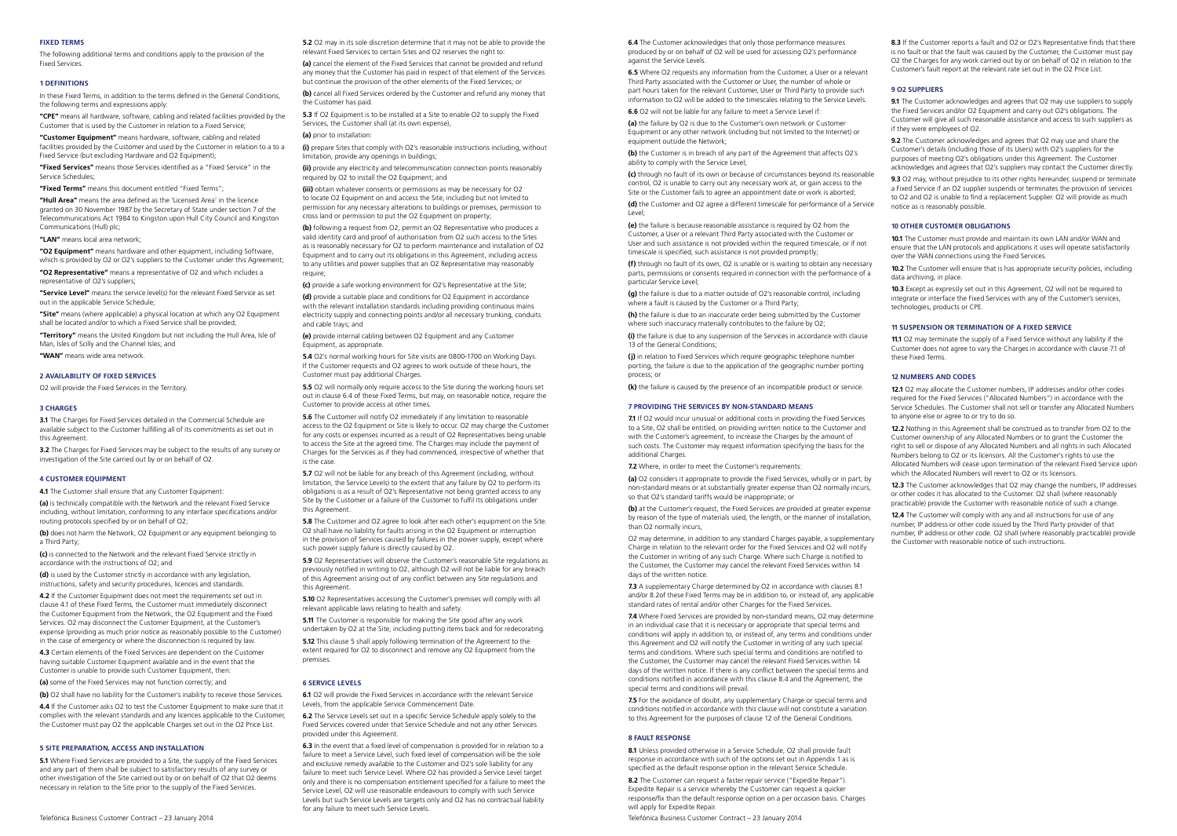## FIXED TERMS

The following additional terms and conditions apply to the provision of the Fixed Services.

### 1 DEFINITIONS

In these Fixed Terms, in addition to the terms defined in the General Conditions, the following terms and expressions apply:

**"CPE"** means all hardware, software, cabling and related facilities provided by the Customer that is used by the Customer in relation to a Fixed Service;

**"Customer Equipment"** means hardware, software, cabling and related facilities provided by the Customer and used by the Customer in relation to a to a Fixed Service (but excluding Hardware and O2 Equipment);

**"Fixed Services"** means those Services identified as a "Fixed Service" in the Service Schedules;

**"Fixed Terms"** means this document entitled "Fixed Terms";

**"Hull Area"** means the area defined as the 'Licensed Area' in the licence granted on 30 November 1987 by the Secretary of State under section 7 of the Telecommunications Act 1984 to Kingston upon Hull City Council and Kingston Communications (Hull) plc;

**"LAN"** means local area network;

**"O2 Equipment"** means hardware and other equipment, including Software, which is provided by O2 or O2's suppliers to the Customer under this Agreement;

**"O2 Representative"** means a representative of O2 and which includes a representative of O2's suppliers;

**"Service Level"** means the service level(s) for the relevant Fixed Service as set out in the applicable Service Schedule;

**"Site"** means (where applicable) a physical location at which any O2 Equipment shall be located and/or to which a Fixed Service shall be provided;

**"Territory"** means the United Kingdom but not including the Hull Area, Isle of Man, Isles of Scilly and the Channel Isles; and

**"WAN"** means wide area network.

### 2 AVAILABILITY OF FIXED SERVICES

O2 will provide the Fixed Services in the Territory.

### 3 CHARGES

**3.1** The Charges for Fixed Services detailed in the Commercial Schedule are available subject to the Customer fulfilling all of its commitments as set out in this Agreement.

**3.2** The Charges for Fixed Services may be subject to the results of any survey or investigation of the Site carried out by or on behalf of O2.

### 4 CUSTOMER EQUIPMENT

**4.1** The Customer shall ensure that any Customer Equipment:

**(a)** is technically compatible with the Network and the relevant Fixed Service including, without limitation, conforming to any interface specifications and/or routing protocols specified by or on behalf of O2;

**(b)** does not harm the Network, O2 Equipment or any equipment belonging to a Third Party;

**(c)** is connected to the Network and the relevant Fixed Service strictly in accordance with the instructions of O2; and

**(d)** is used by the Customer strictly in accordance with any legislation, instructions, safety and security procedures, licences and standards.

**4.2** If the Customer Equipment does not meet the requirements set out in clause 4.1 of these Fixed Terms, the Customer must immediately disconnect the Customer Equipment from the Network, the O2 Equipment and the Fixed Services. O2 may disconnect the Customer Equipment, at the Customer's expense (providing as much prior notice as reasonably possible to the Customer) in the case of emergency or where the disconnection is required by law.

**4.3** Certain elements of the Fixed Services are dependent on the Customer having suitable Customer Equipment available and in the event that the Customer is unable to provide such Customer Equipment, then:

**(a)** some of the Fixed Services may not function correctly; and

**(b)** O2 shall have no liability for the Customer's inability to receive those Services.

**4.4** If the Customer asks O2 to test the Customer Equipment to make sure that it complies with the relevant standards and any licences applicable to the Customer, the Customer must pay O2 the applicable Charges set out in the O2 Price List.

### 5 SITE PREPARATION, ACCESS AND INSTALLATION

**5.1** Where Fixed Services are provided to a Site, the supply of the Fixed Services and any part of them shall be subject to satisfactory results of any survey or other investigation of the Site carried out by or on behalf of O2 that O2 deems necessary in relation to the Site prior to the supply of the Fixed Services.

**5.2** O2 may in its sole discretion determine that it may not be able to provide the relevant Fixed Services to certain Sites and O2 reserves the right to:

**(a)** cancel the element of the Fixed Services that cannot be provided and refund any money that the Customer has paid in respect of that element of the Services but continue the provision of the other elements of the Fixed Services; or

**(b)** cancel all Fixed Services ordered by the Customer and refund any money that the Customer has paid.

**5.3** If O2 Equipment is to be installed at a Site to enable O2 to supply the Fixed Services, the Customer shall (at its own expense),

**(a)** prior to installation:

**(i)** prepare Sites that comply with O2's reasonable instructions including, without limitation, providing any openings in buildings;

**(ii)** provide any electricity and telecommunication connection points reasonably required by O2 to install the O2 Equipment; and

**(iii)** obtain whatever consents or permissions as may be necessary for O2 to locate O2 Equipment on and access the Site, including but not limited to permission for any necessary alterations to buildings or premises, permission to cross land or permission to put the O2 Equipment on property;

**(b)** following a request from O2, permit an O2 Representative who produces a valid identity card and proof of authorisation from O2 such access to the Sites as is reasonably necessary for O2 to perform maintenance and installation of O2 Equipment and to carry out its obligations in this Agreement, including access to any utilities and power supplies that an O2 Representative may reasonably require;

**(c)** provide a safe working environment for O2's Representative at the Site;

**(d)** provide a suitable place and conditions for O2 Equipment in accordance with the relevant installation standards including providing continuous mains electricity supply and connecting points and/or all necessary trunking, conduits and cable trays; and

**(e)** provide internal cabling between O2 Equipment and any Customer Equipment, as appropriate.

**5.4** O2's normal working hours for Site visits are 0800-1700 on Working Days. If the Customer requests and O2 agrees to work outside of these hours, the Customer must pay additional Charges.

**5.5** O2 will normally only require access to the Site during the working hours set out in clause 6.4 of these Fixed Terms, but may, on reasonable notice, require the Customer to provide access at other times.

**5.6** The Customer will notify O2 immediately if any limitation to reasonable access to the O2 Equipment or Site is likely to occur. O2 may charge the Customer for any costs or expenses incurred as a result of O2 Representatives being unable to access the Site at the agreed time. The Charges may include the payment of Charges for the Services as if they had commenced, irrespective of whether that is the case.

**5.7** O2 will not be liable for any breach of this Agreement (including, without limitation, the Service Levels) to the extent that any failure by O2 to perform its obligations is as a result of O2's Representative not being granted access to any Site by the Customer or a failure of the Customer to fulfil its obligations under this Agreement.

**5.8** The Customer and O2 agree to look after each other's equipment on the Site. O2 shall have no liability for faults arising in the O2 Equipment or interruption in the provision of Services caused by failures in the power supply, except where such power supply failure is directly caused by O2.

**5.9** O2 Representatives will observe the Customer's reasonable Site regulations as previously notified in writing to O2, although O2 will not be liable for any breach of this Agreement arising out of any conflict between any Site regulations and this Agreement.

**5.10** O2 Representatives accessing the Customer's premises will comply with all relevant applicable laws relating to health and safety.

**5.11** The Customer is responsible for making the Site good after any work undertaken by O2 at the Site, including putting items back and for redecorating.

**5.12** This clause 5 shall apply following termination of the Agreement to the extent required for O2 to disconnect and remove any O2 Equipment from the premises.

### 6 SERVICE LEVELS

**6.1** O2 will provide the Fixed Services in accordance with the relevant Service Levels, from the applicable Service Commencement Date.

**6.2** The Service Levels set out in a specific Service Schedule apply solely to the Fixed Services covered under that Service Schedule and not any other Services provided under this Agreement.

**6.3** In the event that a fixed level of compensation is provided for in relation to a failure to meet a Service Level, such fixed level of compensation will be the sole and exclusive remedy available to the Customer and O2's sole liability for any failure to meet such Service Level. Where O2 has provided a Service Level target only and there is no compensation entitlement specified for a failure to meet the Service Level, O2 will use reasonable endeavours to comply with such Service Levels but such Service Levels are targets only and O2 has no contractual liability for any failure to meet such Service Levels.

**6.4** The Customer acknowledges that only those performance measures produced by or on behalf of O2 will be used for assessing O2's performance against the Service Levels.

**6.5** Where O2 requests any information from the Customer, a User or a relevant Third Party associated with the Customer or User, the number of whole or part hours taken for the relevant Customer, User or Third Party to provide such information to O2 will be added to the timescales relating to the Service Levels.

**6.6** O2 will not be liable for any failure to meet a Service Level if:

**(a)** the failure by O2 is due to the Customer's own network or Customer Equipment or any other network (including but not limited to the Internet) or equipment outside the Network;

**(b)** the Customer is in breach of any part of the Agreement that affects O2's ability to comply with the Service Level;

**(c)** through no fault of its own or because of circumstances beyond its reasonable control, O2 is unable to carry out any necessary work at, or gain access to the Site or the Customer fails to agree an appointment date or work is aborted;

**(d)** the Customer and O2 agree a different timescale for performance of a Service Level;

**(e)** the failure is because reasonable assistance is required by O2 from the Customer, a User or a relevant Third Party associated with the Customer or User and such assistance is not provided within the required timescale, or if not timescale is specified, such assistance is not provided promptly;

**(f)** through no fault of its own, O2 is unable or is waiting to obtain any necessary parts, permissions or consents required in connection with the performance of a particular Service Level;

**(g)** the failure is due to a matter outside of O2's reasonable control, including where a fault is caused by the Customer or a Third Party;

**(h)** the failure is due to an inaccurate order being submitted by the Customer where such inaccuracy materially contributes to the failure by O2;

**(i)** the failure is due to any suspension of the Services in accordance with clause 13 of the General Conditions;

**(j)** in relation to Fixed Services which require geographic telephone number porting, the failure is due to the application of the geographic number porting process; or

**(k)** the failure is caused by the presence of an incompatible product or service.

### 7 PROVIDING THE SERVICES BY NON-STANDARD MEANS

**7.1** If O2 would incur unusual or additional costs in providing the Fixed Services to a Site, O2 shall be entitled, on providing written notice to the Customer and with the Customer's agreement, to increase the Charges by the amount of such costs. The Customer may request information specifying the basis for the additional Charges.

**7.2** Where, in order to meet the Customer's requirements:

**(a)** O2 considers it appropriate to provide the Fixed Services, wholly or in part, by non-standard means or at substantially greater expense than O2 normally incurs, so that O2's standard tariffs would be inappropriate; or

**(b)** at the Customer's request, the Fixed Services are provided at greater expense by reason of the type of materials used, the length, or the manner of installation, than O2 normally incurs,

O2 may determine, in addition to any standard Charges payable, a supplementary Charge in relation to the relevant order for the Fixed Services and O2 will notify the Customer in writing of any such Charge. Where such Charge is notified to the Customer, the Customer may cancel the relevant Fixed Services within 14 days of the written notice.

**7.3** A supplementary Charge determined by O2 in accordance with clauses 8.1 and/or 8.2of these Fixed Terms may be in addition to, or instead of, any applicable standard rates of rental and/or other Charges for the Fixed Services.

**7.4** Where Fixed Services are provided by non-standard means, O2 may determine in an individual case that it is necessary or appropriate that special terms and conditions will apply in addition to, or instead of, any terms and conditions under this Agreement and O2 will notify the Customer in writing of any such special terms and conditions. Where such special terms and conditions are notified to the Customer, the Customer may cancel the relevant Fixed Services within 14 days of the written notice. If there is any conflict between the special terms and conditions notified in accordance with this clause 8.4 and the Agreement, the special terms and conditions will prevail.

**7.5** For the avoidance of doubt, any supplementary Charge or special terms and conditions notified in accordance with this clause will not constitute a variation to this Agreement for the purposes of clause 12 of the General Conditions.

### 8 FAULT RESPONSE

**8.1** Unless provided otherwise in a Service Schedule, O2 shall provide fault response in accordance with such of the options set out in Appendix 1 as is specified as the default response option in the relevant Service Schedule.

**8.2** The Customer can request a faster repair service ("Expedite Repair"). Expedite Repair is a service whereby the Customer can request a quicker response/fix than the default response option on a per occasion basis. Charges will apply for Expedite Repair.

**8.3** If the Customer reports a fault and O2 or O2's Representative finds that there is no fault or that the fault was caused by the Customer, the Customer must pay O2 the Charges for any work carried out by or on behalf of O2 in relation to the Customer's fault report at the relevant rate set out in the O2 Price List.

### 9 O2 SUPPLIERS

**9.1** The Customer acknowledges and agrees that O2 may use suppliers to supply the Fixed Services and/or O2 Equipment and carry out O2's obligations. The Customer will give all such reasonable assistance and access to such suppliers as if they were employees of O2.

**9.2** The Customer acknowledges and agrees that O2 may use and share the Customer's details (including those of its Users) with O2's suppliers for the purposes of meeting O2's obligations under this Agreement. The Customer acknowledges and agrees that O2's suppliers may contact the Customer directly.

**9.3** O2 may, without prejudice to its other rights hereunder, suspend or terminate a Fixed Service if an O2 supplier suspends or terminates the provision of services to O2 and O2 is unable to find a replacement Supplier. O2 will provide as much notice as is reasonably possible.

### 10 OTHER CUSTOMER OBLIGATIONS

**10.1** The Customer must provide and maintain its own LAN and/or WAN and ensure that the LAN protocols and applications it uses will operate satisfactorily over the WAN connections using the Fixed Services.

**10.2** The Customer will ensure that is has appropriate security policies, including data archiving, in place.

**10.3** Except as expressly set out in this Agreement, O2 will not be required to integrate or interface the Fixed Services with any of the Customer's services, technologies, products or CPE.

### 11 SUSPENSION OR TERMINATION OF A FIXED SERVICE

**11.1** O2 may terminate the supply of a Fixed Service without any liability if the Customer does not agree to vary the Charges in accordance with clause 7.1 of these Fixed Terms.

### 12 NUMBERS AND CODES

**12.1** O2 may allocate the Customer numbers, IP addresses and/or other codes required for the Fixed Services ("Allocated Numbers") in accordance with the Service Schedules. The Customer shall not sell or transfer any Allocated Numbers to anyone else or agree to or try to do so.

**12.2** Nothing in this Agreement shall be construed as to transfer from O2 to the Customer ownership of any Allocated Numbers or to grant the Customer the right to sell or dispose of any Allocated Numbers and all rights in such Allocated Numbers belong to O2 or its licensors. All the Customer's rights to use the Allocated Numbers will cease upon termination of the relevant Fixed Service upon which the Allocated Numbers will revert to O2 or its licensors.

**12.3** The Customer acknowledges that O2 may change the numbers, IP addresses or other codes it has allocated to the Customer. O2 shall (where reasonably practicable) provide the Customer with reasonable notice of such a change.

**12.4** The Customer will comply with any and all instructions for use of any number, IP address or other code issued by the Third Party provider of that number, IP address or other code. O2 shall (where reasonably practicable) provide the Customer with reasonable notice of such instructions.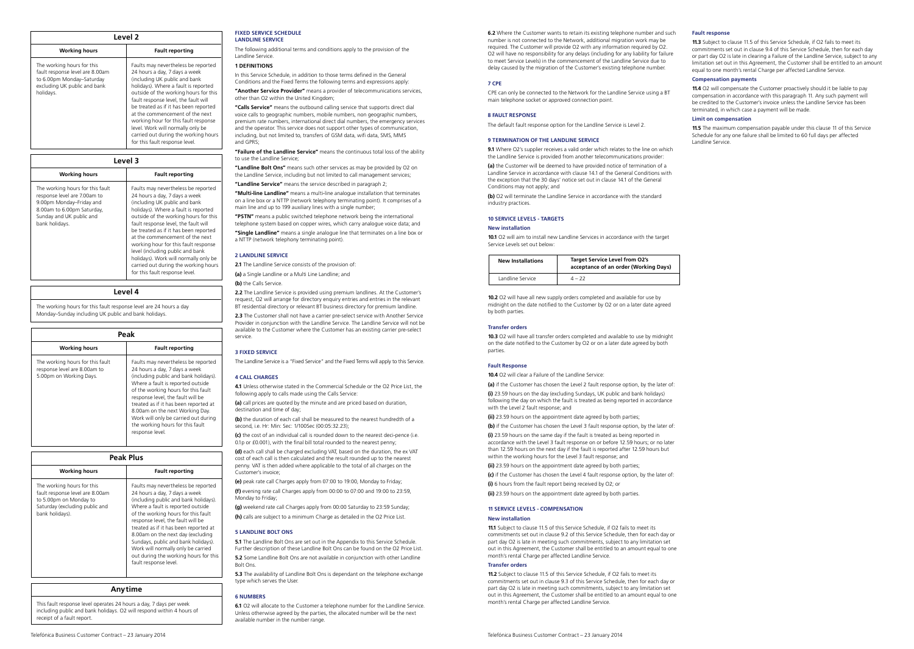| Level 2 | |
|---|---|
| **Working hours** | **Fault reporting** |
| The working hours for this fault response level are 8.00am to 6.00pm Monday–Saturday excluding UK public and bank holidays. | Faults may nevertheless be reported 24 hours a day, 7 days a week (including UK public and bank holidays). Where a fault is reported outside of the working hours for this fault response level, the fault will be treated as if it has been reported at the commencement of the next working hour for this fault response level. Work will normally only be carried out during the working hours for this fault response level. |

| Level 3 | |
|---|---|
| **Working hours** | **Fault reporting** |
| The working hours for this fault response level are 7.00am to 9.00pm Monday–Friday and 8.00am to 6.00pm Saturday, Sunday and UK public and bank holidays. | Faults may nevertheless be reported 24 hours a day, 7 days a week (including UK public and bank holidays). Where a fault is reported outside of the working hours for this fault response level, the fault will be treated as if it has been reported at the commencement of the next working hour for this fault response level (including public and bank holidays). Work will normally only be carried out during the working hours for this fault response level. |

| Level 4 |
|---|
| The working hours for this fault response level are 24 hours a day Monday–Sunday including UK public and bank holidays. |

| Peak | |
|---|---|
| **Working hours** | **Fault reporting** |
| The working hours for this fault response level are 8.00am to 5.00pm on Working Days. | Faults may nevertheless be reported 24 hours a day, 7 days a week (including UK public and bank holidays). Where a fault is reported outside of the working hours for this fault response level, the fault will be treated as if it has been reported at 8.00am on the next Working Day. Work will only be carried out during the working hours for this fault response level. |

| Peak Plus | |
|---|---|
| **Working hours** | **Fault reporting** |
| The working hours for this fault response level are 8.00am to 5.00pm on Monday to Saturday (excluding public and bank holidays). | Faults may nevertheless be reported 24 hours a day, 7 days a week (including public and bank holidays). Where a fault is reported outside of the working hours for this fault response level, the fault will be treated as if it has been reported at 8.00am on the next day (excluding Sundays, public and bank holidays). Work will normally only be carried out during the working hours for this fault response level. |

| Anytime |
|---|
| This fault response level operates 24 hours a day, 7 days per week including public and bank holidays. O2 will respond within 4 hours of receipt of a fault report. |

## FIXED SERVICE SCHEDULE
## LANDLINE SERVICE

The following additional terms and conditions apply to the provision of the Landline Service.

### 1 DEFINITIONS

In this Service Schedule, in addition to those terms defined in the General Conditions and the Fixed Terms the following terms and expressions apply:

**"Another Service Provider"** means a provider of telecommunications services, other than O2 within the United Kingdom;

**"Calls Service"** means the outbound calling service that supports direct dial voice calls to geographic numbers, mobile numbers, non geographic numbers, premium rate numbers, international direct dial numbers, the emergency services and the operator. This service does not support other types of communication, including, but not limited to, transfers of GSM data, wifi data, SMS, MMS and GPRS;

**"Failure of the Landline Service"** means the continuous total loss of the ability to use the Landline Service;

**"Landline Bolt Ons"** means such other services as may be provided by O2 on the Landline Service, including but not limited to call management services;

**"Landline Service"** means the service described in paragraph 2;

**"Multi-line Landline"** means a multi-line analogue installation that terminates on a line box or a NTTP (network telephony terminating point). It comprises of a main line and up to 199 auxiliary lines with a single number;

**"PSTN"** means a public switched telephone network being the international telephone system based on copper wires, which carry analogue voice data; and

**"Single Landline"** means a single analogue line that terminates on a line box or a NTTP (network telephony terminating point).

### 2 LANDLINE SERVICE

**2.1** The Landline Service consists of the provision of:

**(a)** a Single Landline or a Multi Line Landline; and

**(b)** the Calls Service.

**2.2** The Landline Service is provided using premium landlines. At the Customer's request, O2 will arrange for directory enquiry entries and entries in the relevant BT residential directory or relevant BT business directory for premium landline.

**2.3** The Customer shall not have a carrier pre-select service with Another Service Provider in conjunction with the Landline Service. The Landline Service will not be available to the Customer where the Customer has an existing carrier pre-select service.

### 3 FIXED SERVICE

The Landline Service is a "Fixed Service" and the Fixed Terms will apply to this Service.

### 4 CALL CHARGES

**4.1** Unless otherwise stated in the Commercial Schedule or the O2 Price List, the following apply to calls made using the Calls Service:

**(a)** call prices are quoted by the minute and are priced based on duration, destination and time of day;

**(b)** the duration of each call shall be measured to the nearest hundredth of a second, i.e. Hr: Min: Sec: 1/100Sec (00:05:32.23);

**(c)** the cost of an individual call is rounded down to the nearest deci-pence (i.e. 0.1p or £0.001), with the final bill total rounded to the nearest penny;

**(d)** each call shall be charged excluding VAT, based on the duration, the ex VAT cost of each call is then calculated and the result rounded up to the nearest penny. VAT is then added where applicable to the total of all charges on the Customer's invoice;

**(e)** peak rate call Charges apply from 07:00 to 19:00, Monday to Friday;

**(f)** evening rate call Charges apply from 00:00 to 07:00 and 19:00 to 23:59, Monday to Friday;

**(g)** weekend rate call Charges apply from 00:00 Saturday to 23:59 Sunday;

**(h)** calls are subject to a minimum Charge as detailed in the O2 Price List.

### 5 LANDLINE BOLT ONS

**5.1** The Landline Bolt Ons are set out in the Appendix to this Service Schedule. Further description of these Landline Bolt Ons can be found on the O2 Price List.

**5.2** Some Landline Bolt Ons are not available in conjunction with other Landline Bolt Ons.

**5.3** The availability of Landline Bolt Ons is dependant on the telephone exchange type which serves the User.

### 6 NUMBERS

**6.1** O2 will allocate to the Customer a telephone number for the Landline Service. Unless otherwise agreed by the parties, the allocated number will be the next available number in the number range.

**6.2** Where the Customer wants to retain its existing telephone number and such number is not connected to the Network, additional migration work may be required. The Customer will provide O2 with any information required by O2. O2 will have no responsibility for any delays (including for any liability for failure to meet Service Levels) in the commencement of the Landline Service due to delay caused by the migration of the Customer's existing telephone number.

### 7 CPE

CPE can only be connected to the Network for the Landline Service using a BT main telephone socket or approved connection point.

### 8 FAULT RESPONSE

The default fault response option for the Landline Service is Level 2.

### 9 TERMINATION OF THE LANDLINE SERVICE

**9.1** Where O2's supplier receives a valid order which relates to the line on which the Landline Service is provided from another telecommunications provider:

**(a)** the Customer will be deemed to have provided notice of termination of a Landline Service in accordance with clause 14.1 of the General Conditions with the exception that the 30 days' notice set out in clause 14.1 of the General Conditions may not apply; and

**(b)** O2 will terminate the Landline Service in accordance with the standard industry practices.

### 10 SERVICE LEVELS - TARGETS

#### New installation

**10.1** O2 will aim to install new Landline Services in accordance with the target Service Levels set out below:

| New Installations | Target Service Level from O2's acceptance of an order (Working Days) |
|---|---|
| Landline Service | 4 – 22 |

**10.2** O2 will have all new supply orders completed and available for use by midnight on the date notified to the Customer by O2 or on a later date agreed by both parties.

#### Transfer orders

**10.3** O2 will have all transfer orders completed and available to use by midnight on the date notified to the Customer by O2 or on a later date agreed by both parties.

#### Fault Response

**10.4** O2 will clear a Failure of the Landline Service:

**(a)** if the Customer has chosen the Level 2 fault response option, by the later of:

**(i)** 23.59 hours on the day (excluding Sundays, UK public and bank holidays) following the day on which the fault is treated as being reported in accordance with the Level 2 fault response; and

**(ii)** 23.59 hours on the appointment date agreed by both parties;

**(b)** if the Customer has chosen the Level 3 fault response option, by the later of:

**(i)** 23.59 hours on the same day if the fault is treated as being reported in accordance with the Level 3 fault response on or before 12.59 hours; or no later than 12.59 hours on the next day if the fault is reported after 12.59 hours but within the working hours for the Level 3 fault response; and

**(ii)** 23.59 hours on the appointment date agreed by both parties;

**(c)** if the Customer has chosen the Level 4 fault response option, by the later of:

**(i)** 6 hours from the fault report being received by O2; or

**(ii)** 23.59 hours on the appointment date agreed by both parties.

### 11 SERVICE LEVELS - COMPENSATION

#### New installation

**11.1** Subject to clause 11.5 of this Service Schedule, if O2 fails to meet its commitments set out in clause 9.2 of this Service Schedule, then for each day or part day O2 is late in meeting such commitments, subject to any limitation set out in this Agreement, the Customer shall be entitled to an amount equal to one month's rental Charge per affected Landline Service.

#### Transfer orders

**11.2** Subject to clause 11.5 of this Service Schedule, if O2 fails to meet its commitments set out in clause 9.3 of this Service Schedule, then for each day or part day O2 is late in meeting such commitments, subject to any limitation set out in this Agreement, the Customer shall be entitled to an amount equal to one month's rental Charge per affected Landline Service.

#### Fault response

**11.3** Subject to clause 11.5 of this Service Schedule, if O2 fails to meet its commitments set out in clause 9.4 of this Service Schedule, then for each day or part day O2 is late in clearing a Failure of the Landline Service, subject to any limitation set out in this Agreement, the Customer shall be entitled to an amount equal to one month's rental Charge per affected Landline Service.

#### Compensation payments

**11.4** O2 will compensate the Customer proactively should it be liable to pay compensation in accordance with this paragraph 11. Any such payment will be credited to the Customer's invoice unless the Landline Service has been terminated, in which case a payment will be made.

#### Limit on compensation

**11.5** The maximum compensation payable under this clause 11 of this Service Schedule for any one failure shall be limited to 60 full days per affected Landline Service.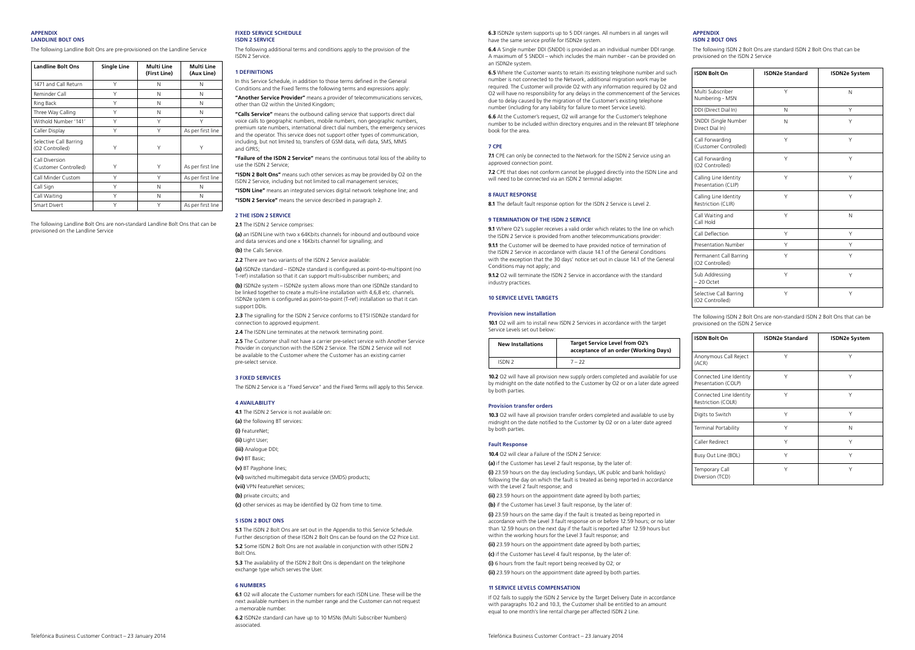## APPENDIX
## LANDLINE BOLT ONS

The following Landline Bolt Ons are pre-provisioned on the Landline Service

| Landline Bolt Ons | Single Line | Multi Line (First Line) | Multi Line (Aux Line) |
|---|---|---|---|
| 1471 and Call Return | Y | N | N |
| Reminder Call | Y | N | N |
| Ring Back | Y | N | N |
| Three Way Calling | Y | N | N |
| Withold Number '141' | Y | Y | Y |
| Caller Display | Y | Y | As per first line |
| Selective Call Barring (O2 Controlled) | Y | Y | Y |
| Call Diversion (Customer Controlled) | Y | Y | As per first line |
| Call Minder Custom | Y | Y | As per first line |
| Call Sign | Y | N | N |
| Call Waiting | Y | N | N |
| Smart Divert | Y | Y | As per first line |

The following Landline Bolt Ons are non-standard Landline Bolt Ons that can be provisioned on the Landline Service

## FIXED SERVICE SCHEDULE
## ISDN 2 SERVICE

The following additional terms and conditions apply to the provision of the ISDN 2 Service.

### 1 DEFINITIONS

In this Service Schedule, in addition to those terms defined in the General Conditions and the Fixed Terms the following terms and expressions apply:

**"Another Service Provider"** means a provider of telecommunications services, other than O2 within the United Kingdom;

**"Calls Service"** means the outbound calling service that supports direct dial voice calls to geographic numbers, mobile numbers, non geographic numbers, premium rate numbers, international direct dial numbers, the emergency services and the operator. This service does not support other types of communication, including, but not limited to, transfers of GSM data, wifi data, SMS, MMS and GPRS;

**"Failure of the ISDN 2 Service"** means the continuous total loss of the ability to use the ISDN 2 Service;

**"ISDN 2 Bolt Ons"** means such other services as may be provided by O2 on the ISDN 2 Service, including but not limited to call management services;

**"ISDN Line"** means an integrated services digital network telephone line; and

**"ISDN 2 Service"** means the service described in paragraph 2.

### 2 THE ISDN 2 SERVICE

**2.1** The ISDN 2 Service comprises:

**(a)** an ISDN Line with two x 64Kbits channels for inbound and outbound voice and data services and one x 16Kbits channel for signalling; and

**(b)** the Calls Service.

**2.2** There are two variants of the ISDN 2 Service available:

**(a)** ISDN2e standard – ISDN2e standard is configured as point-to-multipoint (no T-ref) installation so that it can support multi-subscriber numbers; and

**(b)** ISDN2e system – ISDN2e system allows more than one ISDN2e standard to be linked together to create a multi-line installation with 4,6,8 etc. channels. ISDN2e system is configured as point-to-point (T-ref) installation so that it can support DDIs.

**2.3** The signalling for the ISDN 2 Service conforms to ETSI ISDN2e standard for connection to approved equipment.

**2.4** The ISDN Line terminates at the network terminating point.

**2.5** The Customer shall not have a carrier pre-select service with Another Service Provider in conjunction with the ISDN 2 Service. The ISDN 2 Service will not be available to the Customer where the Customer has an existing carrier pre-select service.

### 3 FIXED SERVICES

The ISDN 2 Service is a "Fixed Service" and the Fixed Terms will apply to this Service.

### 4 AVAILABILITY

**4.1** The ISDN 2 Service is not available on:

**(a)** the following BT services:

**(i)** FeatureNet;

**(ii)** Light User;

**(iii)** Analogue DDI;

**(iv)** BT Basic;

**(v)** BT Payphone lines;

**(vi)** switched multimegabit data service (SMDS) products;

**(vii)** VPN FeatureNet services;

**(b)** private circuits; and

**(c)** other services as may be identified by O2 from time to time.

### 5 ISDN 2 BOLT ONS

**5.1** The ISDN 2 Bolt Ons are set out in the Appendix to this Service Schedule. Further description of these ISDN 2 Bolt Ons can be found on the O2 Price List.

**5.2** Some ISDN 2 Bolt Ons are not available in conjunction with other ISDN 2 Bolt Ons.

**5.3** The availability of the ISDN 2 Bolt Ons is dependant on the telephone exchange type which serves the User.

### 6 NUMBERS

**6.1** O2 will allocate the Customer numbers for each ISDN Line. These will be the next available numbers in the number range and the Customer can not request a memorable number.

**6.2** ISDN2e standard can have up to 10 MSNs (Multi Subscriber Numbers) associated.

**6.3** ISDN2e system supports up to 5 DDI ranges. All numbers in all ranges will have the same service profile for ISDN2e system.

**6.4** A Single number DDI (SNDDI) is provided as an individual number DDI range. A maximum of 5 SNDDI – which includes the main number - can be provided on an ISDN2e system.

**6.5** Where the Customer wants to retain its existing telephone number and such number is not connected to the Network, additional migration work may be required. The Customer will provide O2 with any information required by O2 and O2 will have no responsibility for any delays in the commencement of the Services due to delay caused by the migration of the Customer's existing telephone number (including for any liability for failure to meet Service Levels).

**6.6** At the Customer's request, O2 will arrange for the Customer's telephone number to be included within directory enquires and in the relevant BT telephone book for the area.

### 7 CPE

**7.1** CPE can only be connected to the Network for the ISDN 2 Service using an approved connection point.

**7.2** CPE that does not conform cannot be plugged directly into the ISDN Line and will need to be connected via an ISDN 2 terminal adapter.

### 8 FAULT RESPONSE

**8.1** The default fault response option for the ISDN 2 Service is Level 2.

### 9 TERMINATION OF THE ISDN 2 SERVICE

**9.1** Where O2's supplier receives a valid order which relates to the line on which the ISDN 2 Service is provided from another telecommunications provider:

**9.1.1** the Customer will be deemed to have provided notice of termination of the ISDN 2 Service in accordance with clause 14.1 of the General Conditions with the exception that the 30 days' notice set out in clause 14.1 of the General Conditions may not apply; and

**9.1.2** O2 will terminate the ISDN 2 Service in accordance with the standard industry practices.

### 10 SERVICE LEVEL TARGETS

#### Provision new installation

**10.1** O2 will aim to install new ISDN 2 Services in accordance with the target Service Levels set out below:

| New Installations | Target Service Level from O2's acceptance of an order (Working Days) |
|---|---|
| ISDN 2 | 7 – 22 |

**10.2** O2 will have all provision new supply orders completed and available for use by midnight on the date notified to the Customer by O2 or on a later date agreed by both parties.

#### Provision transfer orders

**10.3** O2 will have all provision transfer orders completed and available to use by midnight on the date notified to the Customer by O2 or on a later date agreed by both parties.

#### Fault Response

**10.4** O2 will clear a Failure of the ISDN 2 Service:

**(a)** if the Customer has Level 2 fault response, by the later of:

**(i)** 23.59 hours on the day (excluding Sundays, UK public and bank holidays) following the day on which the fault is treated as being reported in accordance with the Level 2 fault response; and

**(ii)** 23.59 hours on the appointment date agreed by both parties;

**(b)** if the Customer has Level 3 fault response, by the later of:

**(i)** 23.59 hours on the same day if the fault is treated as being reported in accordance with the Level 3 fault response on or before 12.59 hours; or no later than 12.59 hours on the next day if the fault is reported after 12.59 hours but within the working hours for the Level 3 fault response; and

**(ii)** 23.59 hours on the appointment date agreed by both parties;

**(c)** if the Customer has Level 4 fault response, by the later of:

**(i)** 6 hours from the fault report being received by O2; or

**(ii)** 23.59 hours on the appointment date agreed by both parties.

### 11 SERVICE LEVELS COMPENSATION

If O2 fails to supply the ISDN 2 Service by the Target Delivery Date in accordance with paragraphs 10.2 and 10.3, the Customer shall be entitled to an amount equal to one month's line rental charge per affected ISDN 2 Line.

## APPENDIX
## ISDN 2 BOLT ONS

The following ISDN 2 Bolt Ons are standard ISDN 2 Bolt Ons that can be provisioned on the ISDN 2 Service

| ISDN Bolt On | ISDN2e Standard | ISDN2e System |
|---|---|---|
| Multi Subscriber Numbering - MSN | Y | N |
| DDI (Direct Dial In) | N | Y |
| SNDDI (Single Number Direct Dial In) | N | Y |
| Call Forwarding (Customer Controlled) | Y | Y |
| Call Forwarding (O2 Controlled) | Y | Y |
| Calling Line Identity Presentation (CLIP) | Y | Y |
| Calling Line Identity Restriction (CLIR) | Y | Y |
| Call Waiting and Call Hold | Y | N |
| Call Deflection | Y | Y |
| Presentation Number | Y | Y |
| Permanent Call Barring (O2 Controlled) | Y | Y |
| Sub Addressing – 20 Octet | Y | Y |
| Selective Call Barring (O2 Controlled) | Y | Y |

The following ISDN 2 Bolt Ons are non-standard ISDN 2 Bolt Ons that can be provisioned on the ISDN 2 Service

| ISDN Bolt On | ISDN2e Standard | ISDN2e System |
|---|---|---|
| Anonymous Call Reject (ACR) | Y | Y |
| Connected Line Identity Presentation (COLP) | Y | Y |
| Connected Line Identity Restriction (COLR) | Y | Y |
| Digits to Switch | Y | Y |
| Terminal Portability | Y | N |
| Caller Redirect | Y | Y |
| Busy Out Line (BOL) | Y | Y |
| Temporary Call Diversion (TCD) | Y | Y |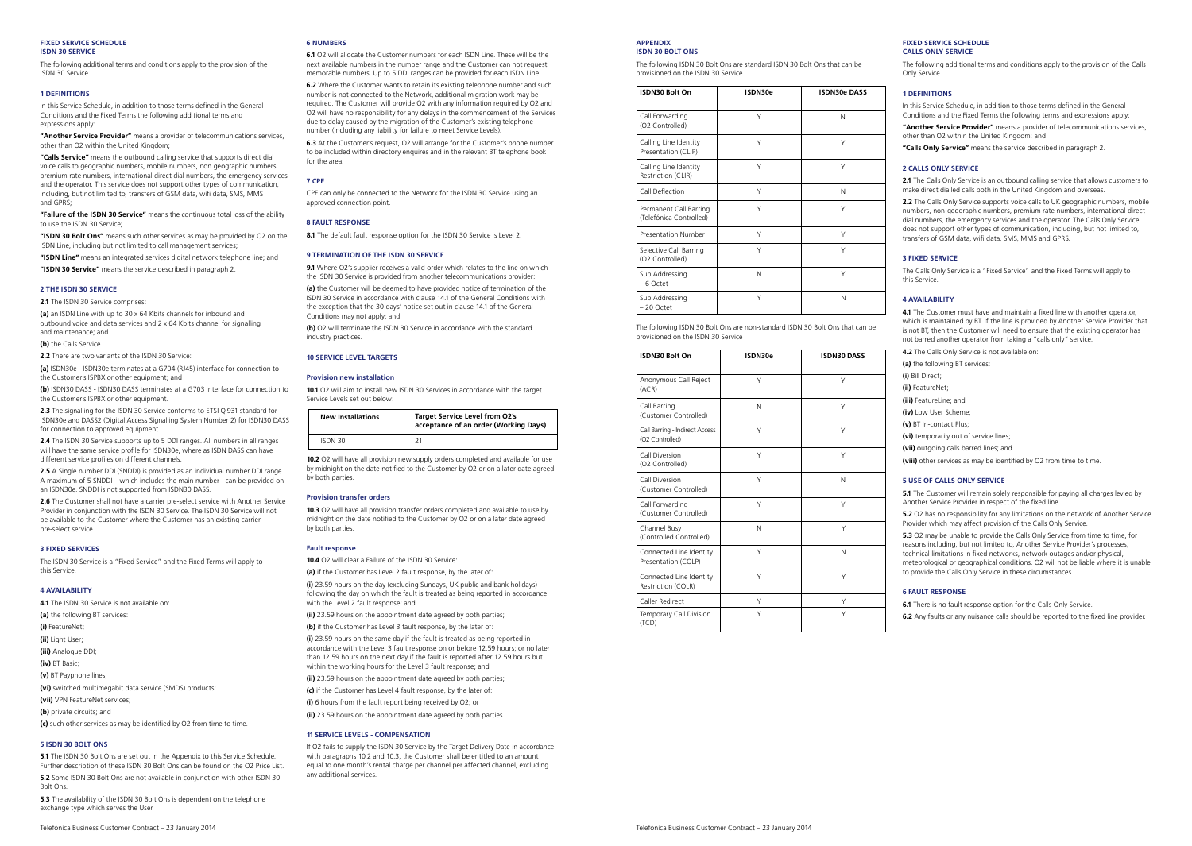# FIXED SERVICE SCHEDULE
## ISDN 30 SERVICE

The following additional terms and conditions apply to the provision of the ISDN 30 Service.

### 1 DEFINITIONS

In this Service Schedule, in addition to those terms defined in the General Conditions and the Fixed Terms the following additional terms and expressions apply:

**"Another Service Provider"** means a provider of telecommunications services, other than O2 within the United Kingdom;

**"Calls Service"** means the outbound calling service that supports direct dial voice calls to geographic numbers, mobile numbers, non geographic numbers, premium rate numbers, international direct dial numbers, the emergency services and the operator. This service does not support other types of communication, including, but not limited to, transfers of GSM data, wifi data, SMS, MMS and GPRS;

**"Failure of the ISDN 30 Service"** means the continuous total loss of the ability to use the ISDN 30 Service;

**"ISDN 30 Bolt Ons"** means such other services as may be provided by O2 on the ISDN Line, including but not limited to call management services;

**"ISDN Line"** means an integrated services digital network telephone line; and

**"ISDN 30 Service"** means the service described in paragraph 2.

### 2 THE ISDN 30 SERVICE

**2.1** The ISDN 30 Service comprises:

**(a)** an ISDN Line with up to 30 x 64 Kbits channels for inbound and outbound voice and data services and 2 x 64 Kbits channel for signalling and maintenance; and

**(b)** the Calls Service.

**2.2** There are two variants of the ISDN 30 Service:

**(a)** ISDN30e - ISDN30e terminates at a G704 (RJ45) interface for connection to the Customer's ISPBX or other equipment; and

**(b)** ISDN30 DASS - ISDN30 DASS terminates at a G703 interface for connection to the Customer's ISPBX or other equipment.

**2.3** The signalling for the ISDN 30 Service conforms to ETSI Q.931 standard for ISDN30e and DASS2 (Digital Access Signalling System Number 2) for ISDN30 DASS for connection to approved equipment.

**2.4** The ISDN 30 Service supports up to 5 DDI ranges. All numbers in all ranges will have the same service profile for ISDN30e, where as ISDN DASS can have different service profiles on different channels.

**2.5** A Single number DDI (SNDDI) is provided as an individual number DDI range. A maximum of 5 SNDDI – which includes the main number - can be provided on an ISDN30e. SNDDI is not supported from ISDN30 DASS.

**2.6** The Customer shall not have a carrier pre-select service with Another Service Provider in conjunction with the ISDN 30 Service. The ISDN 30 Service will not be available to the Customer where the Customer has an existing carrier pre-select service.

### 3 FIXED SERVICES

The ISDN 30 Service is a "Fixed Service" and the Fixed Terms will apply to this Service.

### 4 AVAILABILITY

**4.1** The ISDN 30 Service is not available on:

**(a)** the following BT services:

**(i)** FeatureNet;

**(ii)** Light User;

**(iii)** Analogue DDI;

**(iv)** BT Basic;

**(v)** BT Payphone lines;

**(vi)** switched multimegabit data service (SMDS) products;

**(vii)** VPN FeatureNet services;

**(b)** private circuits; and

**(c)** such other services as may be identified by O2 from time to time.

### 5 ISDN 30 BOLT ONS

**5.1** The ISDN 30 Bolt Ons are set out in the Appendix to this Service Schedule. Further description of these ISDN 30 Bolt Ons can be found on the O2 Price List.

**5.2** Some ISDN 30 Bolt Ons are not available in conjunction with other ISDN 30 Bolt Ons.

**5.3** The availability of the ISDN 30 Bolt Ons is dependent on the telephone exchange type which serves the User.

### 6 NUMBERS

**6.1** O2 will allocate the Customer numbers for each ISDN Line. These will be the next available numbers in the number range and the Customer can not request memorable numbers. Up to 5 DDI ranges can be provided for each ISDN Line.

**6.2** Where the Customer wants to retain its existing telephone number and such number is not connected to the Network, additional migration work may be required. The Customer will provide O2 with any information required by O2 and O2 will have no responsibility for any delays in the commencement of the Services due to delay caused by the migration of the Customer's existing telephone number (including any liability for failure to meet Service Levels).

**6.3** At the Customer's request, O2 will arrange for the Customer's phone number to be included within directory enquires and in the relevant BT telephone book for the area.

### 7 CPE

CPE can only be connected to the Network for the ISDN 30 Service using an approved connection point.

### 8 FAULT RESPONSE

**8.1** The default fault response option for the ISDN 30 Service is Level 2.

### 9 TERMINATION OF THE ISDN 30 SERVICE

**9.1** Where O2's supplier receives a valid order which relates to the line on which the ISDN 30 Service is provided from another telecommunications provider:

**(a)** the Customer will be deemed to have provided notice of termination of the ISDN 30 Service in accordance with clause 14.1 of the General Conditions with the exception that the 30 days' notice set out in clause 14.1 of the General Conditions may not apply; and

**(b)** O2 will terminate the ISDN 30 Service in accordance with the standard industry practices.

### 10 SERVICE LEVEL TARGETS

#### Provision new installation

**10.1** O2 will aim to install new ISDN 30 Services in accordance with the target Service Levels set out below:

| New Installations | Target Service Level from O2's acceptance of an order (Working Days) |
|---|---|
| ISDN 30 | 21 |

**10.2** O2 will have all provision new supply orders completed and available for use by midnight on the date notified to the Customer by O2 or on a later date agreed by both parties.

#### Provision transfer orders

**10.3** O2 will have all provision transfer orders completed and available to use by midnight on the date notified to the Customer by O2 or on a later date agreed by both parties.

#### Fault response

**10.4** O2 will clear a Failure of the ISDN 30 Service:

**(a)** if the Customer has Level 2 fault response, by the later of:

**(i)** 23.59 hours on the day (excluding Sundays, UK public and bank holidays) following the day on which the fault is treated as being reported in accordance with the Level 2 fault response; and

**(ii)** 23.59 hours on the appointment date agreed by both parties;

**(b)** if the Customer has Level 3 fault response, by the later of:

**(i)** 23.59 hours on the same day if the fault is treated as being reported in accordance with the Level 3 fault response on or before 12.59 hours; or no later than 12.59 hours on the next day if the fault is reported after 12.59 hours but within the working hours for the Level 3 fault response; and

**(ii)** 23.59 hours on the appointment date agreed by both parties;

**(c)** if the Customer has Level 4 fault response, by the later of:

**(i)** 6 hours from the fault report being received by O2; or

**(ii)** 23.59 hours on the appointment date agreed by both parties.

### 11 SERVICE LEVELS - COMPENSATION

If O2 fails to supply the ISDN 30 Service by the Target Delivery Date in accordance with paragraphs 10.2 and 10.3, the Customer shall be entitled to an amount equal to one month's rental charge per channel per affected channel, excluding any additional services.

# APPENDIX
## ISDN 30 BOLT ONS

The following ISDN 30 Bolt Ons are standard ISDN 30 Bolt Ons that can be provisioned on the ISDN 30 Service

| ISDN30 Bolt On | ISDN30e | ISDN30e DASS |
|---|---|---|
| Call Forwarding (O2 Controlled) | Y | N |
| Calling Line Identity Presentation (CLIP) | Y | Y |
| Calling Line Identity Restriction (CLIR) | Y | Y |
| Call Deflection | Y | N |
| Permanent Call Barring (Telefónica Controlled) | Y | Y |
| Presentation Number | Y | Y |
| Selective Call Barring (O2 Controlled) | Y | Y |
| Sub Addressing – 6 Octet | N | Y |
| Sub Addressing – 20 Octet | Y | N |

The following ISDN 30 Bolt Ons are non-standard ISDN 30 Bolt Ons that can be provisioned on the ISDN 30 Service

| ISDN30 Bolt On | ISDN30e | ISDN30 DASS |
|---|---|---|
| Anonymous Call Reject (ACR) | Y | Y |
| Call Barring (Customer Controlled) | N | Y |
| Call Barring - Indirect Access (O2 Controlled) | Y | Y |
| Call Diversion (O2 Controlled) | Y | Y |
| Call Diversion (Customer Controlled) | Y | N |
| Call Forwarding (Customer Controlled) | Y | Y |
| Channel Busy (Controlled Controlled) | N | Y |
| Connected Line Identity Presentation (COLP) | Y | N |
| Connected Line Identity Restriction (COLR) | Y | Y |
| Caller Redirect | Y | Y |
| Temporary Call Division (TCD) | Y | Y |

# FIXED SERVICE SCHEDULE
## CALLS ONLY SERVICE

The following additional terms and conditions apply to the provision of the Calls Only Service.

### 1 DEFINITIONS

In this Service Schedule, in addition to those terms defined in the General Conditions and the Fixed Terms the following terms and expressions apply:

**"Another Service Provider"** means a provider of telecommunications services, other than O2 within the United Kingdom; and

**"Calls Only Service"** means the service described in paragraph 2.

### 2 CALLS ONLY SERVICE

**2.1** The Calls Only Service is an outbound calling service that allows customers to make direct dialled calls both in the United Kingdom and overseas.

**2.2** The Calls Only Service supports voice calls to UK geographic numbers, mobile numbers, non–geographic numbers, premium rate numbers, international direct dial numbers, the emergency services and the operator. The Calls Only Service does not support other types of communication, including, but not limited to, transfers of GSM data, wifi data, SMS, MMS and GPRS.

### 3 FIXED SERVICE

The Calls Only Service is a "Fixed Service" and the Fixed Terms will apply to this Service.

### 4 AVAILABILITY

**4.1** The Customer must have and maintain a fixed line with another operator, which is maintained by BT. If the line is provided by Another Service Provider that is not BT, then the Customer will need to ensure that the existing operator has not barred another operator from taking a "calls only" service.

**4.2** The Calls Only Service is not available on:

**(a)** the following BT services:

**(i)** Bill Direct;

**(ii)** FeatureNet;

**(iii)** FeatureLine; and

**(iv)** Low User Scheme;

**(v)** BT In-contact Plus;

**(vi)** temporarily out of service lines;

**(vii)** outgoing calls barred lines; and

**(viii)** other services as may be identified by O2 from time to time.

### 5 USE OF CALLS ONLY SERVICE

**5.1** The Customer will remain solely responsible for paying all charges levied by Another Service Provider in respect of the fixed line.

**5.2** O2 has no responsibility for any limitations on the network of Another Service Provider which may affect provision of the Calls Only Service.

**5.3** O2 may be unable to provide the Calls Only Service from time to time, for reasons including, but not limited to, Another Service Provider's processes, technical limitations in fixed networks, network outages and/or physical, meteorological or geographical conditions. O2 will not be liable where it is unable to provide the Calls Only Service in these circumstances.

### 6 FAULT RESPONSE

**6.1** There is no fault response option for the Calls Only Service.

**6.2** Any faults or any nuisance calls should be reported to the fixed line provider.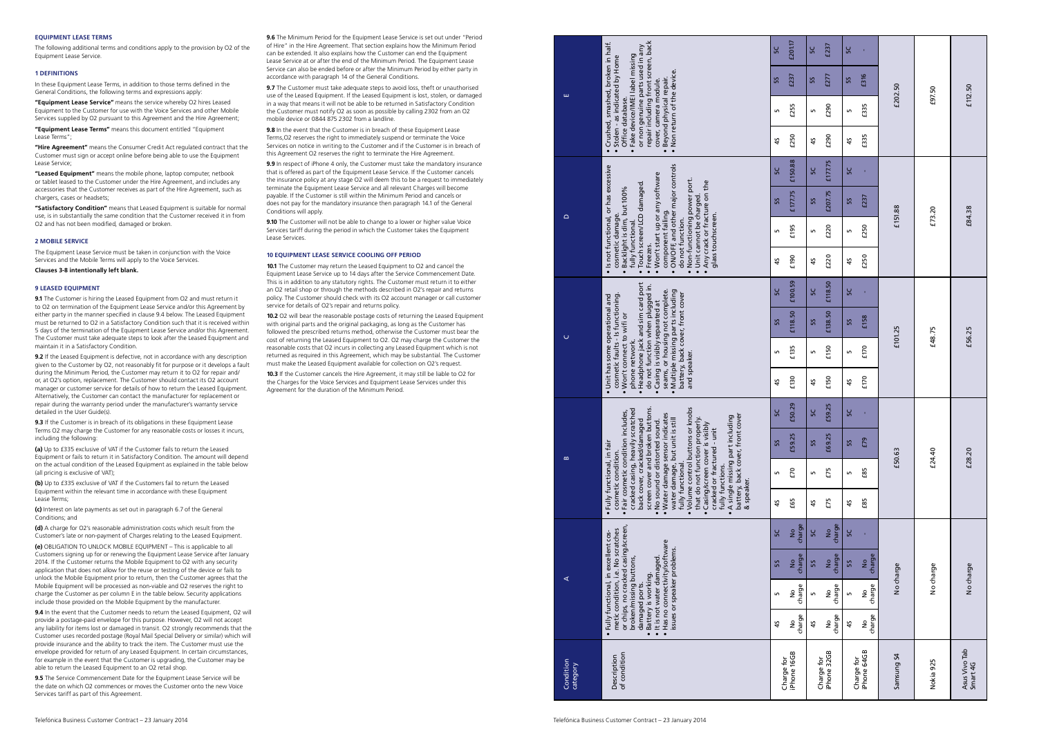## EQUIPMENT LEASE TERMS

The following additional terms and conditions apply to the provision by O2 of the Equipment Lease Service.

### 1 DEFINITIONS

In these Equipment Lease Terms, in addition to those terms defined in the General Conditions, the following terms and expressions apply:

**"Equipment Lease Service"** means the service whereby O2 hires Leased Equipment to the Customer for use with the Voice Services and other Mobile Services supplied by O2 pursuant to this Agreement and the Hire Agreement;

**"Equipment Lease Terms"** means this document entitled "Equipment Lease Terms";

**"Hire Agreement"** means the Consumer Credit Act regulated contract that the Customer must sign or accept online before being able to use the Equipment Lease Service;

**"Leased Equipment"** means the mobile phone, laptop computer, netbook or tablet leased to the Customer under the Hire Agreement, and includes any accessories that the Customer receives as part of the Hire Agreement, such as chargers, cases or headsets;

**"Satisfactory Condition"** means that Leased Equipment is suitable for normal use, is in substantially the same condition that the Customer received it in from O2 and has not been modified, damaged or broken.

### 2 MOBILE SERVICE

The Equipment Lease Service must be taken in conjunction with the Voice Services and the Mobile Terms will apply to the Voice Services.

**Clauses 3-8 intentionally left blank.**

### 9 LEASED EQUIPMENT

**9.1** The Customer is hiring the Leased Equipment from O2 and must return it to O2 on termination of the Equipment Lease Service and/or this Agreement by either party in the manner specified in clause 9.4 below. The Leased Equipment must be returned to O2 in a Satisfactory Condition such that it is received within 5 days of the termination of the Equipment Lease Service and/or this Agreement. The Customer must take adequate steps to look after the Leased Equipment and maintain it in a Satisfactory Condition.

**9.2** If the Leased Equipment is defective, not in accordance with any description given to the Customer by O2, not reasonably fit for purpose or it develops a fault during the Minimum Period, the Customer may return it to O2 for repair and/or, at O2's option, replacement. The Customer should contact its O2 account manager or customer service for details of how to return the Leased Equipment. Alternatively, the Customer can contact the manufacturer for replacement or repair during the warranty period under the manufacturer's warranty service detailed in the User Guide(s).

**9.3** If the Customer is in breach of its obligations in these Equipment Lease Terms O2 may charge the Customer for any reasonable costs or losses it incurs, including the following:

**(a)** Up to £335 exclusive of VAT if the Customer fails to return the Leased Equipment or fails to return it in Satisfactory Condition. The amount will depend on the actual condition of the Leased Equipment as explained in the table below (all pricing is exclusive of VAT);

**(b)** Up to £335 exclusive of VAT if the Customers fail to return the Leased Equipment within the relevant time in accordance with these Equipment Lease Terms;

**(c)** Interest on late payments as set out in paragraph 6.7 of the General Conditions; and

**(d)** A charge for O2's reasonable administration costs which result from the Customer's late or non-payment of Charges relating to the Leased Equipment.

**(e)** OBLIGATION TO UNLOCK MOBILE EQUIPMENT – This is applicable to all Customers signing up for or renewing the Equipment Lease Service after January 2014. If the Customer returns the Mobile Equipment to O2 with any security application that does not allow for the reuse or testing of the device or fails to unlock the Mobile Equipment prior to return, then the Customer agrees that the Mobile Equipment will be processed as non-viable and O2 reserves the right to charge the Customer as per column E in the table below. Security applications include those provided on the Mobile Equipment by the manufacturer.

**9.4** In the event that the Customer needs to return the Leased Equipment, O2 will provide a postage-paid envelope for this purpose. However, O2 will not accept any liability for items lost or damaged in transit. O2 strongly recommends that the Customer uses recorded postage (Royal Mail Special Delivery or similar) which will provide insurance and the ability to track the item. The Customer must use the envelope provided for return of any Leased Equipment. In certain circumstances, for example in the event that the Customer is upgrading, the Customer may be able to return the Leased Equipment to an O2 retail shop.

**9.5** The Service Commencement Date for the Equipment Lease Service will be the date on which O2 commences or moves the Customer onto the new Voice Services tariff as part of this Agreement.

**9.6** The Minimum Period for the Equipment Lease Service is set out under "Period of Hire" in the Hire Agreement. That section explains how the Minimum Period can be extended. It also explains how the Customer can end the Equipment Lease Service at or after the end of the Minimum Period. The Equipment Lease Service can also be ended before or after the Minimum Period by either party in accordance with paragraph 14 of the General Conditions.

**9.7** The Customer must take adequate steps to avoid loss, theft or unauthorised use of the Leased Equipment. If the Leased Equipment is lost, stolen, or damaged in a way that means it will not be able to be returned in Satisfactory Condition the Customer must notify O2 as soon as possible by calling 2302 from an O2 mobile device or 0844 875 2302 from a landline.

**9.8** In the event that the Customer is in breach of these Equipment Lease Terms,O2 reserves the right to immediately suspend or terminate the Voice Services on notice in writing to the Customer and if the Customer is in breach of this Agreement O2 reserves the right to terminate the Hire Agreement.

**9.9** In respect of iPhone 4 only, the Customer must take the mandatory insurance that is offered as part of the Equipment Lease Service. If the Customer cancels the insurance policy at any stage O2 will deem this to be a request to immediately terminate the Equipment Lease Service and all relevant Charges will become payable. If the Customer is still within the Minimum Period and cancels or does not pay for the mandatory insurance then paragraph 14.1 of the General Conditions will apply.

**9.10** The Customer will not be able to change to a lower or higher value Voice Services tariff during the period in which the Customer takes the Equipment Lease Services.

### 10 EQUIPMENT LEASE SERVICE COOLING OFF PERIOD

**10.1** The Customer may return the Leased Equipment to O2 and cancel the Equipment Lease Service up to 14 days after the Service Commencement Date. This is in addition to any statutory rights. The Customer must return it to either an O2 retail shop or through the methods described in O2's repair and returns policy. The Customer should check with its O2 account manager or call customer service for details of O2's repair and returns policy.

**10.2** O2 will bear the reasonable postage costs of returning the Leased Equipment with original parts and the original packaging, as long as the Customer has followed the prescribed returns method, otherwise the Customer must bear the cost of returning the Leased Equipment to O2. O2 may charge the Customer the reasonable costs that O2 incurs in collecting any Leased Equipment which is not returned as required in this Agreement, which may be substantial. The Customer must make the Leased Equipment available for collection on O2's request.

**10.3** If the Customer cancels the Hire Agreement, it may still be liable to O2 for the Charges for the Voice Services and Equipment Lease Services under this Agreement for the duration of the Minimum Period.

| Condition category | A | | | | B | | | | C | | | | D | | | | E | | | |
|---|---|---|---|---|---|---|---|---|---|---|---|---|---|---|---|---|---|---|---|---|
| Description of condition | • Fully functional, in excellent cosmetic condition, i.e. No scratches or chips, no cracked casing/screen, broken/missing buttons, damaged ports. • Battery is working. • It is not water damaged. • Has no connectivity/software issues or speaker problems. | | | | • Fully functional, in fair cosmetic condition. • Fair cosmetic condition includes, cracked casing, heavily scratched back cover, cracked/damaged screen cover and broken buttons. • No sound or distorted sound. • Water damage sensor indicates water damage, but unit is still fully functional. • Volume control buttons or knobs that do not function properly. • Casing/screen cover is visibly cracked or fractured - unit fully functions. • A single missing part including battery, back cover, front cover & speaker. | | | | • Unit has some operational and cosmetic faults - is functioning. • Won't connect to wifi or phone network. • Headphone jack and sim card port do not function when plugged in. • Casing is visibly separated at seams, or housing not complete. • Multiple missing parts including battery, back cover, front cover and speaker. | | | | • Is not functional, or has excessive cosmetic damage. • Backlight is dim, but 100% fully functional. • Touch screen/LCD damaged. • Freezes. • Won't start up or any software component failing. • ON/OFF, and other major controls do not function. • Non-functioning power port. • Unit cannot be charged. • Any crack or fracture on the glass touchscreen. | | | | • Crushed, smashed, broken in half. • Stolen - as indicated by Home Office database. • Fake device/IMEI label missing or non genuine parts used in any repair including front screen, back cover, camera module. • Beyond physical repair. • Non return of the device. | | | |
| Charge for iPhone 16GB | 4S | 5 | 5S | 5C | 4S | 5 | 5S | 5C | 4S | 5 | 5S | 5C | 4S | 5 | 5S | 5C | 4S | 5 | 5S | 5C |
| | No charge | No charge | No charge | No charge | £65 | £70 | £59.25 | £50.29 | £130 | £135 | £118.50 | £100.59 | £190 | £195 | £177.75 | £150.88 | £250 | £255 | £237 | £201.17 |
| Charge for iPhone 32GB | 4S | 5 | 5S | 5C | 4S | 5 | 5S | 5C | 4S | 5 | 5S | 5C | 4S | 5 | 5S | 5C | 4S | 5 | 5S | 5C |
| | No charge | No charge | No charge | No charge | £75 | £75 | £69.25 | £59.25 | £150 | £150 | £138.50 | £118.50 | £220 | £220 | £207.75 | £177.75 | £290 | £290 | £277 | £237 |
| Charge for iPhone 64GB | 4S | 5 | 5S | 5C | 4S | 5 | 5S | 5C | 4S | 5 | 5S | 5C | 4S | 5 | 5S | 5C | 4S | 5 | 5S | 5C |
| | No charge | No charge | No charge | - | £85 | £85 | £79 | - | £170 | £170 | £158 | - | £250 | £250 | £237 | - | £335 | £335 | £316 | - |
| Samsung S4 | No charge | | | | £50.63 | | | | £101.25 | | | | £151.88 | | | | £202.50 | | | |
| Nokia 925 | No charge | | | | £24.40 | | | | £48.75 | | | | £73.20 | | | | £97.50 | | | |
| Asus Vivo Tab Smart 4G | No charge | | | | £28.20 | | | | £56.25 | | | | £84.38 | | | | £112.50 | | | |